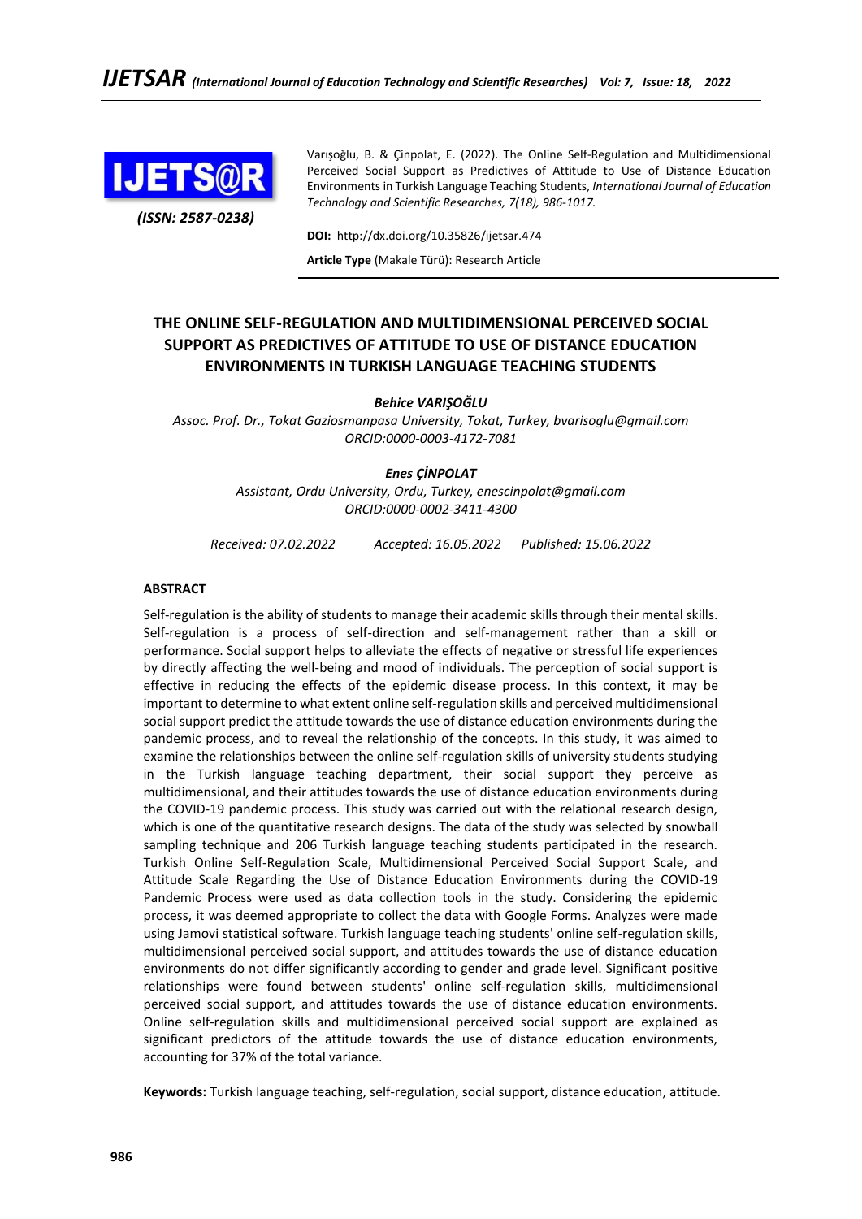Varışoğlu, B. & Çinpolat, E. (2022). The Online Self-Regulation and Multidimensional Perceived Social Support as Predictives of Attitude to Use of Distance Education Environments in Turkish Language Teaching Students, *International Journal of Education Technology and Scientific Researches, 7(18), 986-1017.*

*(ISSN: 2587-0238)*

**DOI:** http://dx.doi.org/10.35826/ijetsar.474

**Article Type** (Makale Türü): Research Article

# THE ONLINE SELF-REGULATION AND MULTIDIMENSIONAL PERCEIVED SOCIAL SUPPORT AS PREDICTIVES OF ATTITUDE TO USE OF DISTANCE EDUCATION ENVIRONMENTS IN TURKISH LANGUAGE TEACHING STUDENTS

***Behice VARIŞOĞLU***

*Assoc. Prof. Dr., Tokat Gaziosmanpasa University, Tokat, Turkey, bvarisoglu@gmail.com*
*ORCID:0000-0003-4172-7081*

***Enes ÇİNPOLAT***

*Assistant, Ordu University, Ordu, Turkey, enescinpolat@gmail.com*
*ORCID:0000-0002-3411-4300*

*Received: 07.02.2022 Accepted: 16.05.2022 Published: 15.06.2022*

## ABSTRACT

Self-regulation is the ability of students to manage their academic skills through their mental skills. Self-regulation is a process of self-direction and self-management rather than a skill or performance. Social support helps to alleviate the effects of negative or stressful life experiences by directly affecting the well-being and mood of individuals. The perception of social support is effective in reducing the effects of the epidemic disease process. In this context, it may be important to determine to what extent online self-regulation skills and perceived multidimensional social support predict the attitude towards the use of distance education environments during the pandemic process, and to reveal the relationship of the concepts. In this study, it was aimed to examine the relationships between the online self-regulation skills of university students studying in the Turkish language teaching department, their social support they perceive as multidimensional, and their attitudes towards the use of distance education environments during the COVID-19 pandemic process. This study was carried out with the relational research design, which is one of the quantitative research designs. The data of the study was selected by snowball sampling technique and 206 Turkish language teaching students participated in the research. Turkish Online Self-Regulation Scale, Multidimensional Perceived Social Support Scale, and Attitude Scale Regarding the Use of Distance Education Environments during the COVID-19 Pandemic Process were used as data collection tools in the study. Considering the epidemic process, it was deemed appropriate to collect the data with Google Forms. Analyzes were made using Jamovi statistical software. Turkish language teaching students' online self-regulation skills, multidimensional perceived social support, and attitudes towards the use of distance education environments do not differ significantly according to gender and grade level. Significant positive relationships were found between students' online self-regulation skills, multidimensional perceived social support, and attitudes towards the use of distance education environments. Online self-regulation skills and multidimensional perceived social support are explained as significant predictors of the attitude towards the use of distance education environments, accounting for 37% of the total variance.

**Keywords:** Turkish language teaching, self-regulation, social support, distance education, attitude.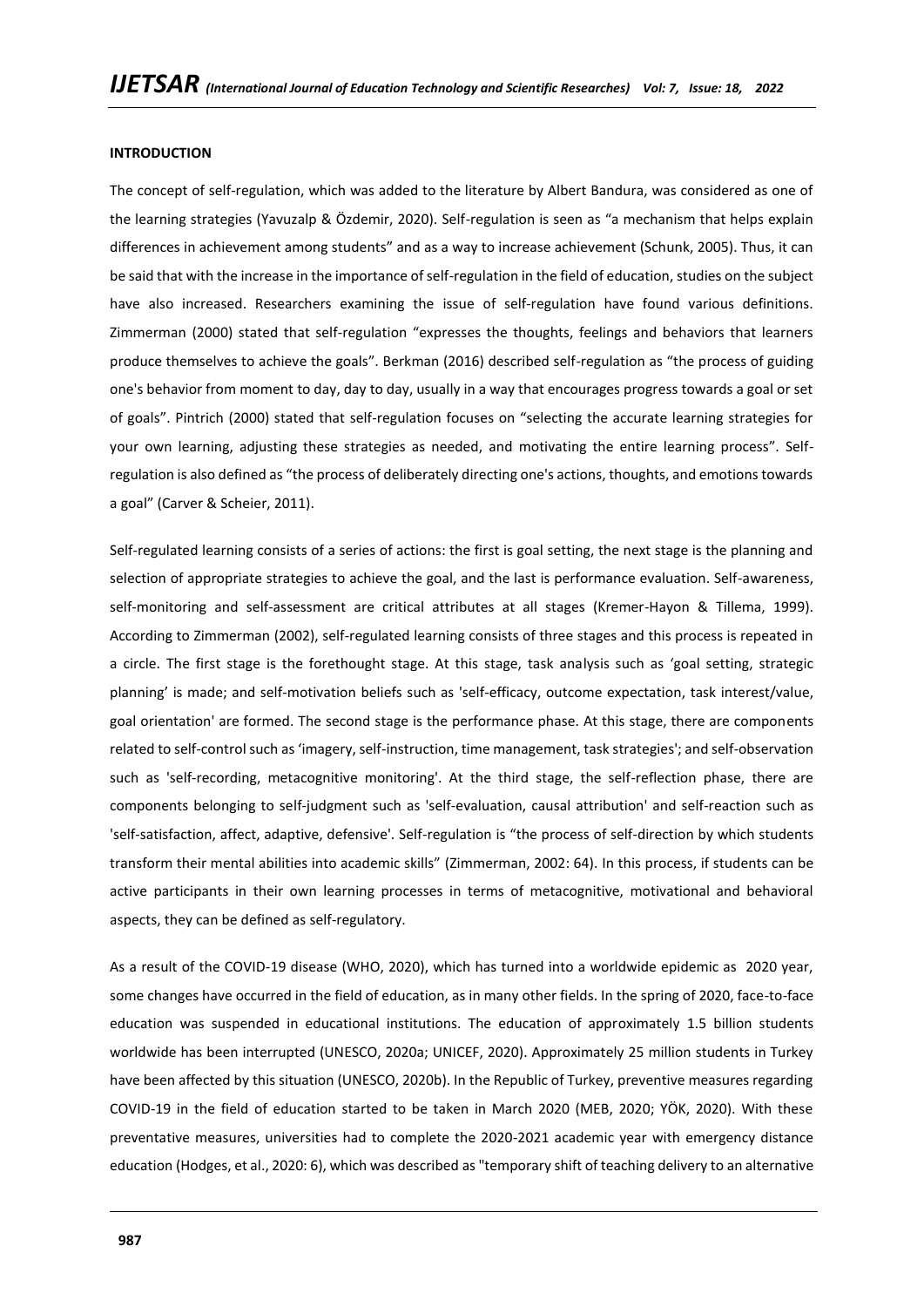## INTRODUCTION

The concept of self-regulation, which was added to the literature by Albert Bandura, was considered as one of the learning strategies (Yavuzalp & Özdemir, 2020). Self-regulation is seen as "a mechanism that helps explain differences in achievement among students" and as a way to increase achievement (Schunk, 2005). Thus, it can be said that with the increase in the importance of self-regulation in the field of education, studies on the subject have also increased. Researchers examining the issue of self-regulation have found various definitions. Zimmerman (2000) stated that self-regulation "expresses the thoughts, feelings and behaviors that learners produce themselves to achieve the goals". Berkman (2016) described self-regulation as "the process of guiding one's behavior from moment to day, day to day, usually in a way that encourages progress towards a goal or set of goals". Pintrich (2000) stated that self-regulation focuses on "selecting the accurate learning strategies for your own learning, adjusting these strategies as needed, and motivating the entire learning process". Self-regulation is also defined as "the process of deliberately directing one's actions, thoughts, and emotions towards a goal" (Carver & Scheier, 2011).

Self-regulated learning consists of a series of actions: the first is goal setting, the next stage is the planning and selection of appropriate strategies to achieve the goal, and the last is performance evaluation. Self-awareness, self-monitoring and self-assessment are critical attributes at all stages (Kremer-Hayon & Tillema, 1999). According to Zimmerman (2002), self-regulated learning consists of three stages and this process is repeated in a circle. The first stage is the forethought stage. At this stage, task analysis such as 'goal setting, strategic planning' is made; and self-motivation beliefs such as 'self-efficacy, outcome expectation, task interest/value, goal orientation' are formed. The second stage is the performance phase. At this stage, there are components related to self-control such as 'imagery, self-instruction, time management, task strategies'; and self-observation such as 'self-recording, metacognitive monitoring'. At the third stage, the self-reflection phase, there are components belonging to self-judgment such as 'self-evaluation, causal attribution' and self-reaction such as 'self-satisfaction, affect, adaptive, defensive'. Self-regulation is "the process of self-direction by which students transform their mental abilities into academic skills" (Zimmerman, 2002: 64). In this process, if students can be active participants in their own learning processes in terms of metacognitive, motivational and behavioral aspects, they can be defined as self-regulatory.

As a result of the COVID-19 disease (WHO, 2020), which has turned into a worldwide epidemic as 2020 year, some changes have occurred in the field of education, as in many other fields. In the spring of 2020, face-to-face education was suspended in educational institutions. The education of approximately 1.5 billion students worldwide has been interrupted (UNESCO, 2020a; UNICEF, 2020). Approximately 25 million students in Turkey have been affected by this situation (UNESCO, 2020b). In the Republic of Turkey, preventive measures regarding COVID-19 in the field of education started to be taken in March 2020 (MEB, 2020; YÖK, 2020). With these preventative measures, universities had to complete the 2020-2021 academic year with emergency distance education (Hodges, et al., 2020: 6), which was described as "temporary shift of teaching delivery to an alternative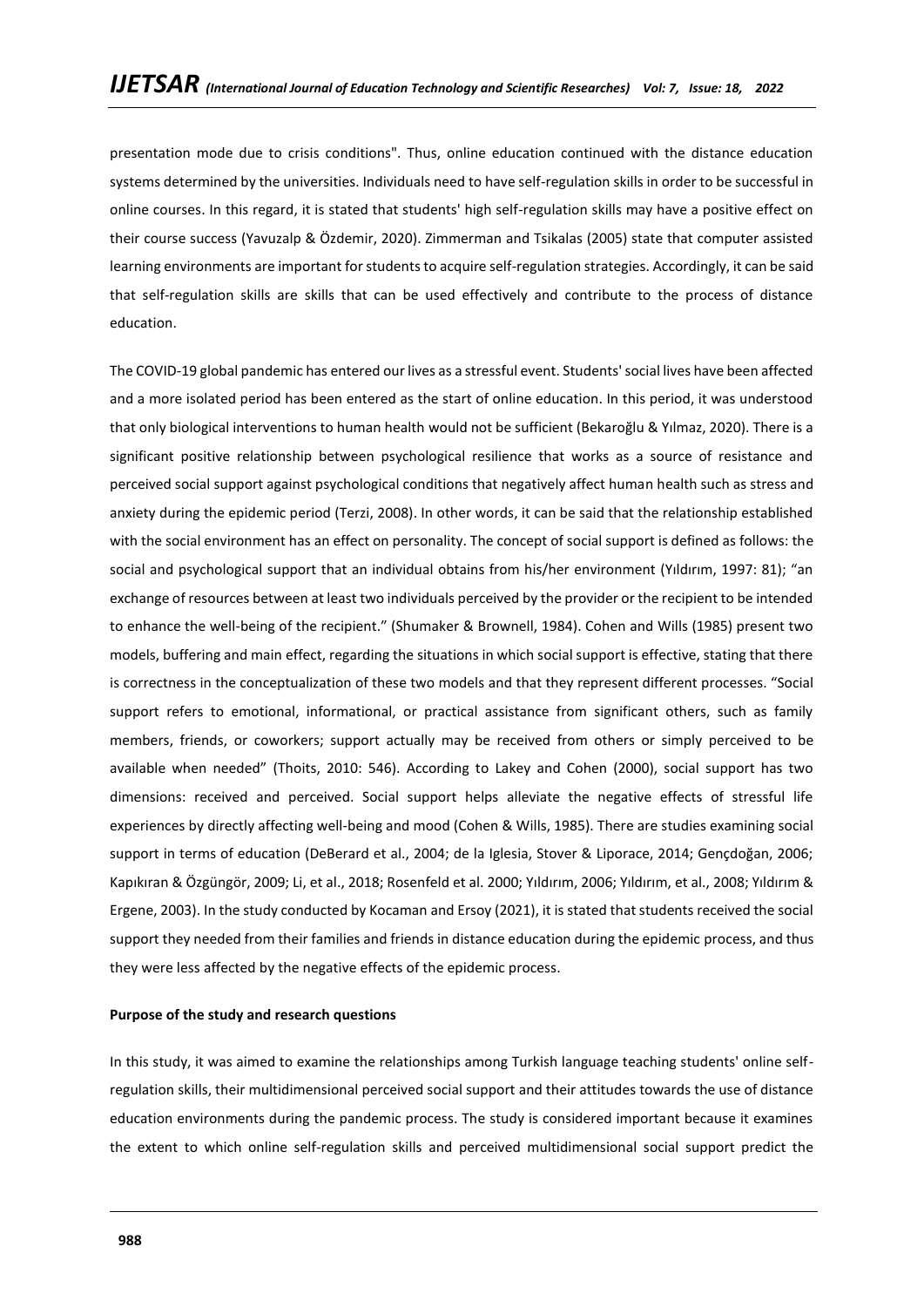presentation mode due to crisis conditions". Thus, online education continued with the distance education systems determined by the universities. Individuals need to have self-regulation skills in order to be successful in online courses. In this regard, it is stated that students' high self-regulation skills may have a positive effect on their course success (Yavuzalp & Özdemir, 2020). Zimmerman and Tsikalas (2005) state that computer assisted learning environments are important for students to acquire self-regulation strategies. Accordingly, it can be said that self-regulation skills are skills that can be used effectively and contribute to the process of distance education.

The COVID-19 global pandemic has entered our lives as a stressful event. Students' social lives have been affected and a more isolated period has been entered as the start of online education. In this period, it was understood that only biological interventions to human health would not be sufficient (Bekaroğlu & Yılmaz, 2020). There is a significant positive relationship between psychological resilience that works as a source of resistance and perceived social support against psychological conditions that negatively affect human health such as stress and anxiety during the epidemic period (Terzi, 2008). In other words, it can be said that the relationship established with the social environment has an effect on personality. The concept of social support is defined as follows: the social and psychological support that an individual obtains from his/her environment (Yıldırım, 1997: 81); "an exchange of resources between at least two individuals perceived by the provider or the recipient to be intended to enhance the well-being of the recipient." (Shumaker & Brownell, 1984). Cohen and Wills (1985) present two models, buffering and main effect, regarding the situations in which social support is effective, stating that there is correctness in the conceptualization of these two models and that they represent different processes. "Social support refers to emotional, informational, or practical assistance from significant others, such as family members, friends, or coworkers; support actually may be received from others or simply perceived to be available when needed" (Thoits, 2010: 546). According to Lakey and Cohen (2000), social support has two dimensions: received and perceived. Social support helps alleviate the negative effects of stressful life experiences by directly affecting well-being and mood (Cohen & Wills, 1985). There are studies examining social support in terms of education (DeBerard et al., 2004; de la Iglesia, Stover & Liporace, 2014; Gençdoğan, 2006; Kapıkıran & Özgüngör, 2009; Li, et al., 2018; Rosenfeld et al. 2000; Yıldırım, 2006; Yıldırım, et al., 2008; Yıldırım & Ergene, 2003). In the study conducted by Kocaman and Ersoy (2021), it is stated that students received the social support they needed from their families and friends in distance education during the epidemic process, and thus they were less affected by the negative effects of the epidemic process.

**Purpose of the study and research questions**

In this study, it was aimed to examine the relationships among Turkish language teaching students' online self-regulation skills, their multidimensional perceived social support and their attitudes towards the use of distance education environments during the pandemic process. The study is considered important because it examines the extent to which online self-regulation skills and perceived multidimensional social support predict the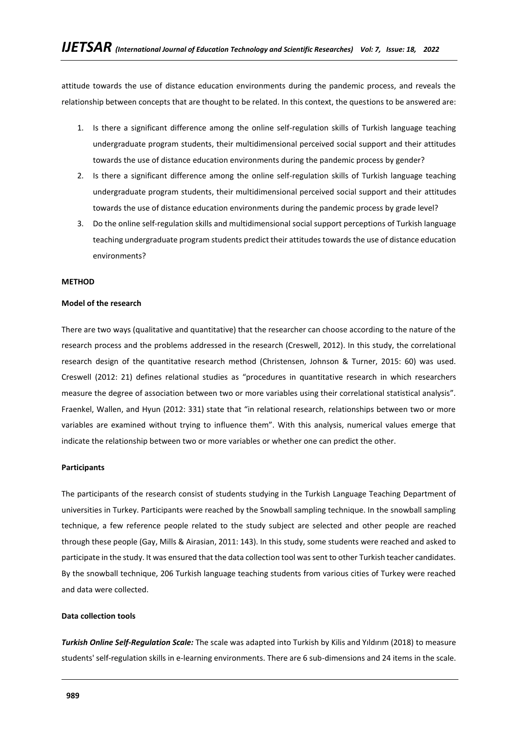attitude towards the use of distance education environments during the pandemic process, and reveals the relationship between concepts that are thought to be related. In this context, the questions to be answered are:

1. Is there a significant difference among the online self-regulation skills of Turkish language teaching undergraduate program students, their multidimensional perceived social support and their attitudes towards the use of distance education environments during the pandemic process by gender?
2. Is there a significant difference among the online self-regulation skills of Turkish language teaching undergraduate program students, their multidimensional perceived social support and their attitudes towards the use of distance education environments during the pandemic process by grade level?
3. Do the online self-regulation skills and multidimensional social support perceptions of Turkish language teaching undergraduate program students predict their attitudes towards the use of distance education environments?

## METHOD

### Model of the research

There are two ways (qualitative and quantitative) that the researcher can choose according to the nature of the research process and the problems addressed in the research (Creswell, 2012). In this study, the correlational research design of the quantitative research method (Christensen, Johnson & Turner, 2015: 60) was used. Creswell (2012: 21) defines relational studies as "procedures in quantitative research in which researchers measure the degree of association between two or more variables using their correlational statistical analysis". Fraenkel, Wallen, and Hyun (2012: 331) state that "in relational research, relationships between two or more variables are examined without trying to influence them". With this analysis, numerical values emerge that indicate the relationship between two or more variables or whether one can predict the other.

### Participants

The participants of the research consist of students studying in the Turkish Language Teaching Department of universities in Turkey. Participants were reached by the Snowball sampling technique. In the snowball sampling technique, a few reference people related to the study subject are selected and other people are reached through these people (Gay, Mills & Airasian, 2011: 143). In this study, some students were reached and asked to participate in the study. It was ensured that the data collection tool was sent to other Turkish teacher candidates. By the snowball technique, 206 Turkish language teaching students from various cities of Turkey were reached and data were collected.

### Data collection tools

***Turkish Online Self-Regulation Scale:*** The scale was adapted into Turkish by Kilis and Yıldırım (2018) to measure students' self-regulation skills in e-learning environments. There are 6 sub-dimensions and 24 items in the scale.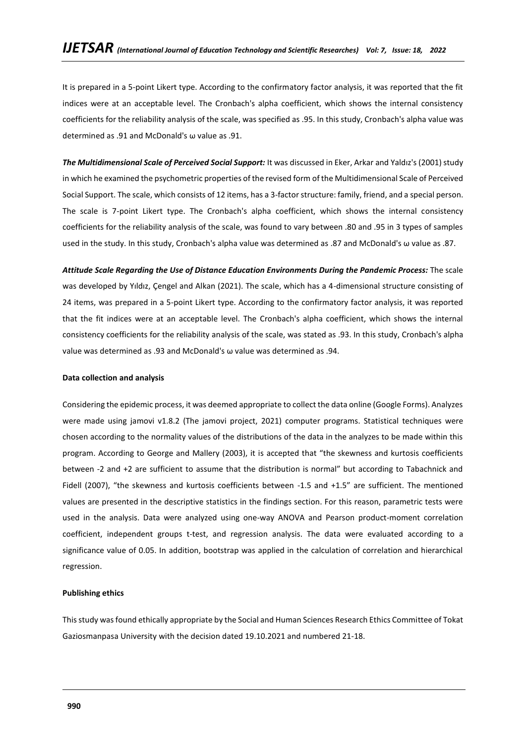It is prepared in a 5-point Likert type. According to the confirmatory factor analysis, it was reported that the fit indices were at an acceptable level. The Cronbach's alpha coefficient, which shows the internal consistency coefficients for the reliability analysis of the scale, was specified as .95. In this study, Cronbach's alpha value was determined as .91 and McDonald's ω value as .91.

***The Multidimensional Scale of Perceived Social Support:*** It was discussed in Eker, Arkar and Yaldız's (2001) study in which he examined the psychometric properties of the revised form of the Multidimensional Scale of Perceived Social Support. The scale, which consists of 12 items, has a 3-factor structure: family, friend, and a special person. The scale is 7-point Likert type. The Cronbach's alpha coefficient, which shows the internal consistency coefficients for the reliability analysis of the scale, was found to vary between .80 and .95 in 3 types of samples used in the study. In this study, Cronbach's alpha value was determined as .87 and McDonald's ω value as .87.

***Attitude Scale Regarding the Use of Distance Education Environments During the Pandemic Process:*** The scale was developed by Yıldız, Çengel and Alkan (2021). The scale, which has a 4-dimensional structure consisting of 24 items, was prepared in a 5-point Likert type. According to the confirmatory factor analysis, it was reported that the fit indices were at an acceptable level. The Cronbach's alpha coefficient, which shows the internal consistency coefficients for the reliability analysis of the scale, was stated as .93. In this study, Cronbach's alpha value was determined as .93 and McDonald's ω value was determined as .94.

**Data collection and analysis**

Considering the epidemic process, it was deemed appropriate to collect the data online (Google Forms). Analyzes were made using jamovi v1.8.2 (The jamovi project, 2021) computer programs. Statistical techniques were chosen according to the normality values of the distributions of the data in the analyzes to be made within this program. According to George and Mallery (2003), it is accepted that "the skewness and kurtosis coefficients between -2 and +2 are sufficient to assume that the distribution is normal" but according to Tabachnick and Fidell (2007), "the skewness and kurtosis coefficients between -1.5 and +1.5" are sufficient. The mentioned values are presented in the descriptive statistics in the findings section. For this reason, parametric tests were used in the analysis. Data were analyzed using one-way ANOVA and Pearson product-moment correlation coefficient, independent groups t-test, and regression analysis. The data were evaluated according to a significance value of 0.05. In addition, bootstrap was applied in the calculation of correlation and hierarchical regression.

**Publishing ethics**

This study was found ethically appropriate by the Social and Human Sciences Research Ethics Committee of Tokat Gaziosmanpasa University with the decision dated 19.10.2021 and numbered 21-18.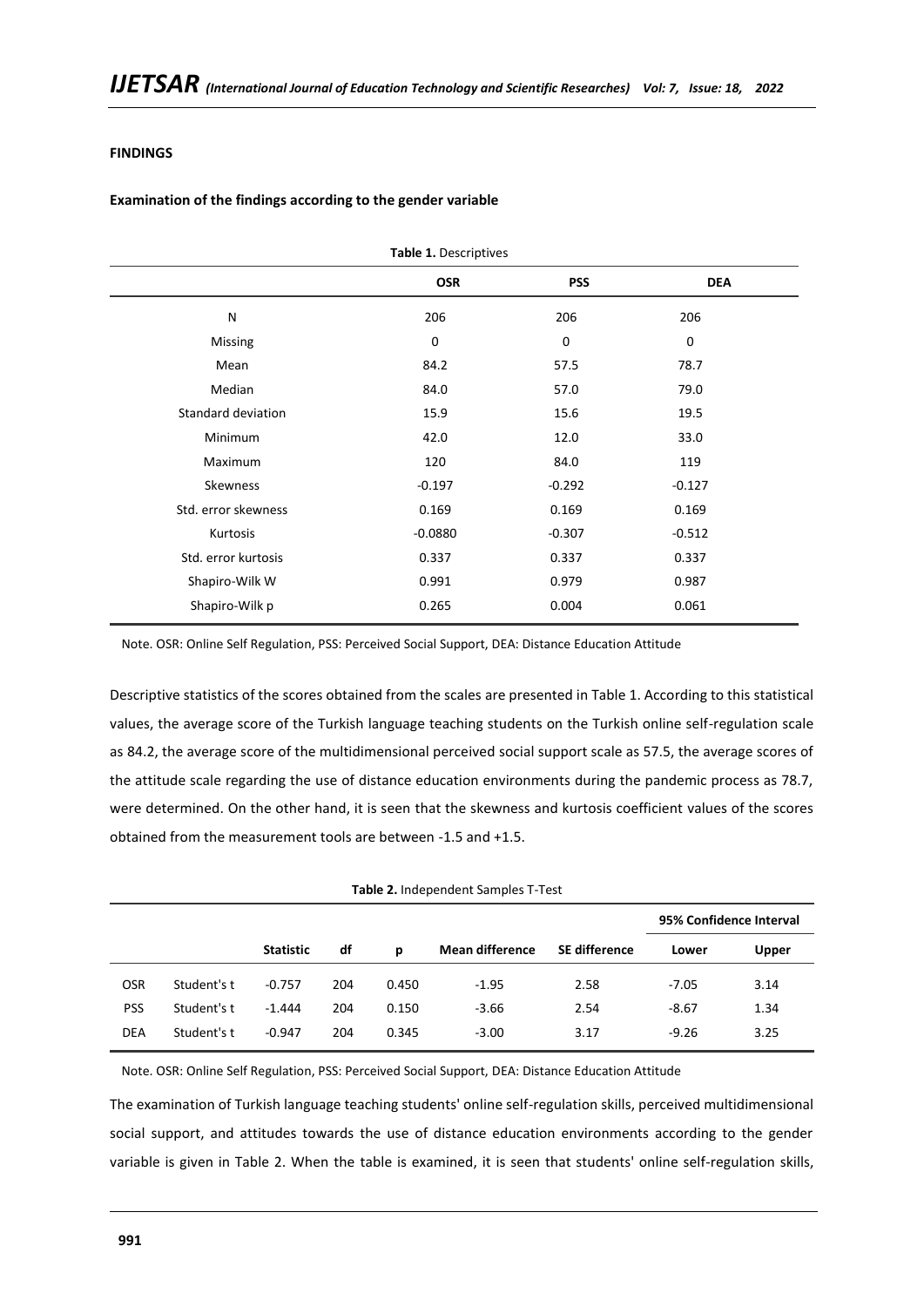**FINDINGS**

**Examination of the findings according to the gender variable**

**Table 1.** Descriptives

| | OSR | PSS | DEA |
|---|---|---|---|
| N | 206 | 206 | 206 |
| Missing | 0 | 0 | 0 |
| Mean | 84.2 | 57.5 | 78.7 |
| Median | 84.0 | 57.0 | 79.0 |
| Standard deviation | 15.9 | 15.6 | 19.5 |
| Minimum | 42.0 | 12.0 | 33.0 |
| Maximum | 120 | 84.0 | 119 |
| Skewness | -0.197 | -0.292 | -0.127 |
| Std. error skewness | 0.169 | 0.169 | 0.169 |
| Kurtosis | -0.0880 | -0.307 | -0.512 |
| Std. error kurtosis | 0.337 | 0.337 | 0.337 |
| Shapiro-Wilk W | 0.991 | 0.979 | 0.987 |
| Shapiro-Wilk p | 0.265 | 0.004 | 0.061 |

Note. OSR: Online Self Regulation, PSS: Perceived Social Support, DEA: Distance Education Attitude

Descriptive statistics of the scores obtained from the scales are presented in Table 1. According to this statistical values, the average score of the Turkish language teaching students on the Turkish online self-regulation scale as 84.2, the average score of the multidimensional perceived social support scale as 57.5, the average scores of the attitude scale regarding the use of distance education environments during the pandemic process as 78.7, were determined. On the other hand, it is seen that the skewness and kurtosis coefficient values of the scores obtained from the measurement tools are between -1.5 and +1.5.

**Table 2.** Independent Samples T-Test

| | | | | | | | 95% Confidence Interval | |
|---|---|---|---|---|---|---|---|---|
| | | Statistic | df | p | Mean difference | SE difference | Lower | Upper |
| OSR | Student's t | -0.757 | 204 | 0.450 | -1.95 | 2.58 | -7.05 | 3.14 |
| PSS | Student's t | -1.444 | 204 | 0.150 | -3.66 | 2.54 | -8.67 | 1.34 |
| DEA | Student's t | -0.947 | 204 | 0.345 | -3.00 | 3.17 | -9.26 | 3.25 |

Note. OSR: Online Self Regulation, PSS: Perceived Social Support, DEA: Distance Education Attitude

The examination of Turkish language teaching students' online self-regulation skills, perceived multidimensional social support, and attitudes towards the use of distance education environments according to the gender variable is given in Table 2. When the table is examined, it is seen that students' online self-regulation skills,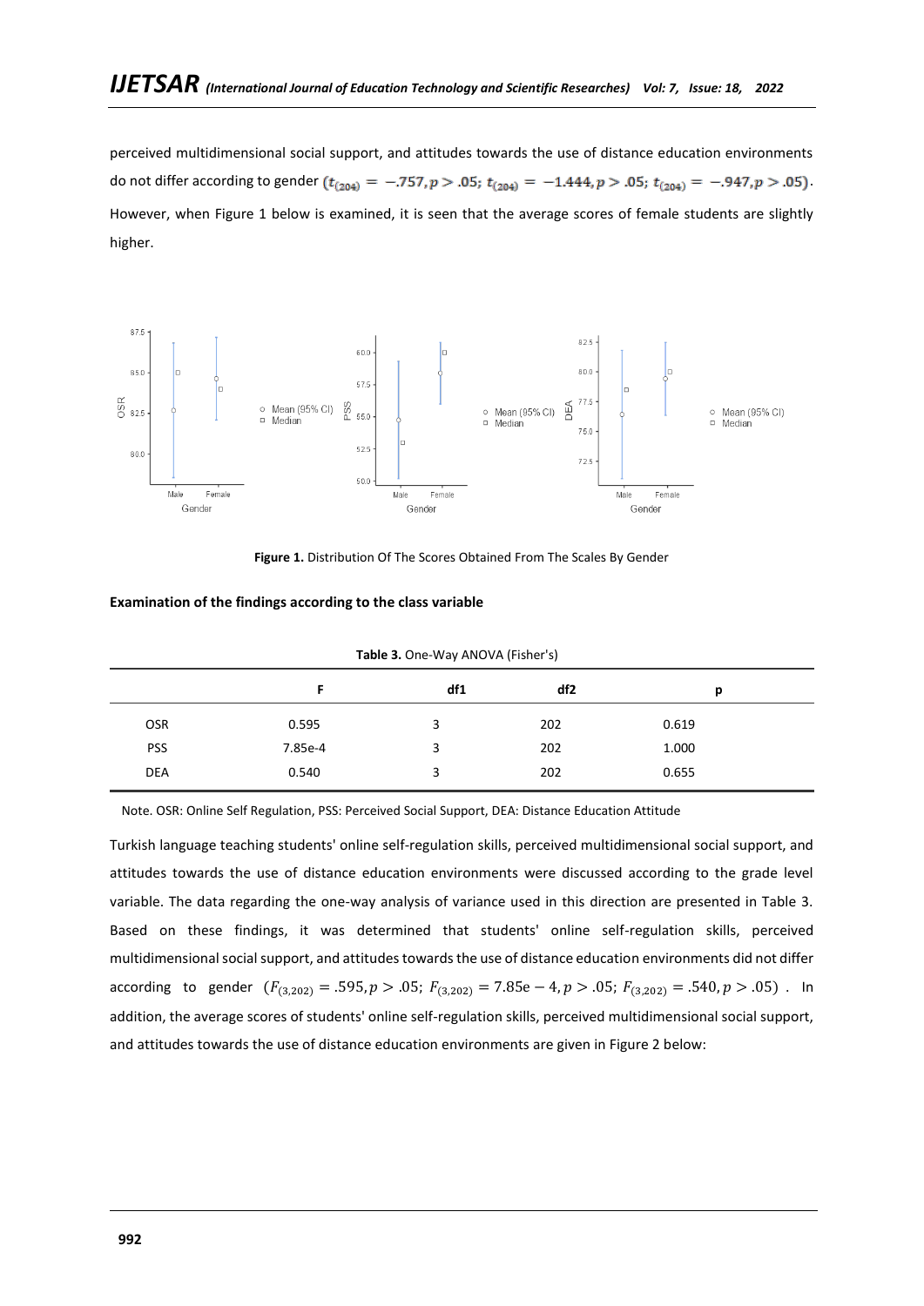perceived multidimensional social support, and attitudes towards the use of distance education environments do not differ according to gender ($t_{(204)} = -.757, p > .05$; $t_{(204)} = -1.444, p > .05$; $t_{(204)} = -.947, p > .05$). However, when Figure 1 below is examined, it is seen that the average scores of female students are slightly higher.

**Figure 1.** Distribution Of The Scores Obtained From The Scales By Gender

**Examination of the findings according to the class variable**

**Table 3.** One-Way ANOVA (Fisher's)

| | F | df1 | df2 | p |
|---|---|---|---|---|
| OSR | 0.595 | 3 | 202 | 0.619 |
| PSS | 7.85e-4 | 3 | 202 | 1.000 |
| DEA | 0.540 | 3 | 202 | 0.655 |

Note. OSR: Online Self Regulation, PSS: Perceived Social Support, DEA: Distance Education Attitude

Turkish language teaching students' online self-regulation skills, perceived multidimensional social support, and attitudes towards the use of distance education environments were discussed according to the grade level variable. The data regarding the one-way analysis of variance used in this direction are presented in Table 3. Based on these findings, it was determined that students' online self-regulation skills, perceived multidimensional social support, and attitudes towards the use of distance education environments did not differ according to gender ($F_{(3,202)} = .595, p > .05$; $F_{(3,202)} = 7.85\text{e} - 4, p > .05$; $F_{(3,202)} = .540, p > .05$). In addition, the average scores of students' online self-regulation skills, perceived multidimensional social support, and attitudes towards the use of distance education environments are given in Figure 2 below: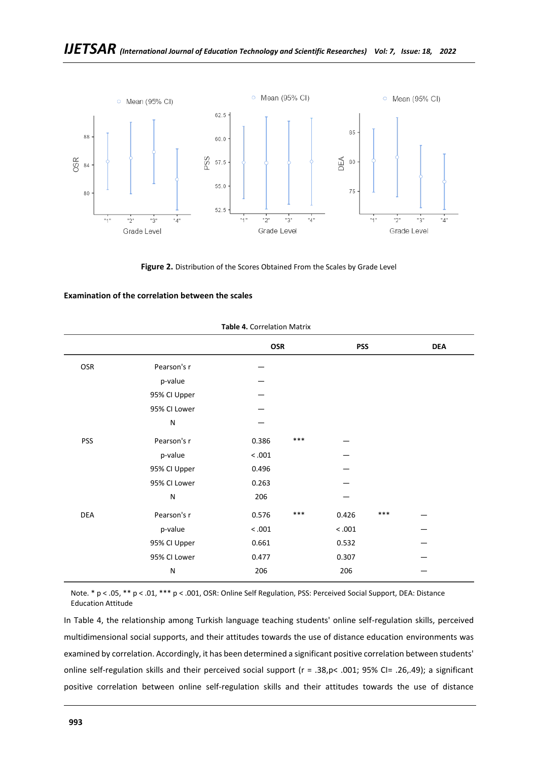**Figure 2.** Distribution of the Scores Obtained From the Scales by Grade Level

**Examination of the correlation between the scales**

**Table 4.** Correlation Matrix

| | | OSR | | PSS | | DEA |
|---|---|---|---|---|---|---|
| OSR | Pearson's r | — | | | | |
| | p-value | — | | | | |
| | 95% CI Upper | — | | | | |
| | 95% CI Lower | — | | | | |
| | N | — | | | | |
| PSS | Pearson's r | 0.386 | *** | — | | |
| | p-value | < .001 | | — | | |
| | 95% CI Upper | 0.496 | | — | | |
| | 95% CI Lower | 0.263 | | — | | |
| | N | 206 | | — | | |
| DEA | Pearson's r | 0.576 | *** | 0.426 | *** | — |
| | p-value | < .001 | | < .001 | | — |
| | 95% CI Upper | 0.661 | | 0.532 | | — |
| | 95% CI Lower | 0.477 | | 0.307 | | — |
| | N | 206 | | 206 | | — |

Note. * p < .05, ** p < .01, *** p < .001, OSR: Online Self Regulation, PSS: Perceived Social Support, DEA: Distance Education Attitude

In Table 4, the relationship among Turkish language teaching students' online self-regulation skills, perceived multidimensional social supports, and their attitudes towards the use of distance education environments was examined by correlation. Accordingly, it has been determined a significant positive correlation between students' online self-regulation skills and their perceived social support ($r = .38, p < .001$; 95% CI= .26,.49); a significant positive correlation between online self-regulation skills and their attitudes towards the use of distance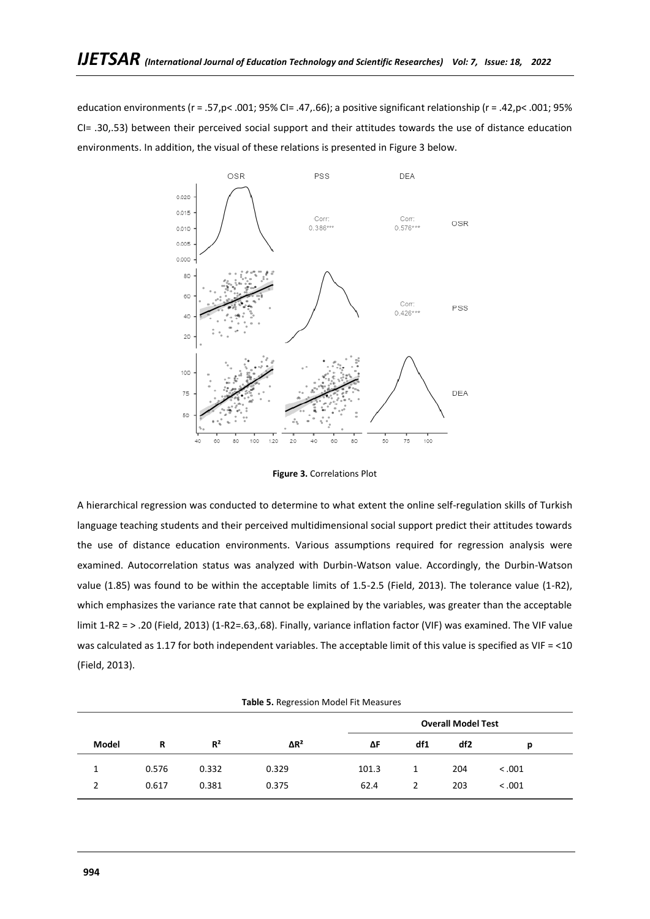education environments (r = .57,p< .001; 95% CI= .47,.66); a positive significant relationship (r = .42,p< .001; 95% CI= .30,.53) between their perceived social support and their attitudes towards the use of distance education environments. In addition, the visual of these relations is presented in Figure 3 below.

**Figure 3.** Correlations Plot

A hierarchical regression was conducted to determine to what extent the online self-regulation skills of Turkish language teaching students and their perceived multidimensional social support predict their attitudes towards the use of distance education environments. Various assumptions required for regression analysis were examined. Autocorrelation status was analyzed with Durbin-Watson value. Accordingly, the Durbin-Watson value (1.85) was found to be within the acceptable limits of 1.5-2.5 (Field, 2013). The tolerance value (1-R2), which emphasizes the variance rate that cannot be explained by the variables, was greater than the acceptable limit 1-R2 = > .20 (Field, 2013) (1-R2=.63,.68). Finally, variance inflation factor (VIF) was examined. The VIF value was calculated as 1.17 for both independent variables. The acceptable limit of this value is specified as VIF = <10 (Field, 2013).

**Table 5.** Regression Model Fit Measures

| | | | | Overall Model Test | | | |
|---|---|---|---|---|---|---|---|
| **Model** | **R** | **$R^2$** | **$\Delta R^2$** | **ΔF** | **df1** | **df2** | **p** |
| 1 | 0.576 | 0.332 | 0.329 | 101.3 | 1 | 204 | < .001 |
| 2 | 0.617 | 0.381 | 0.375 | 62.4 | 2 | 203 | < .001 |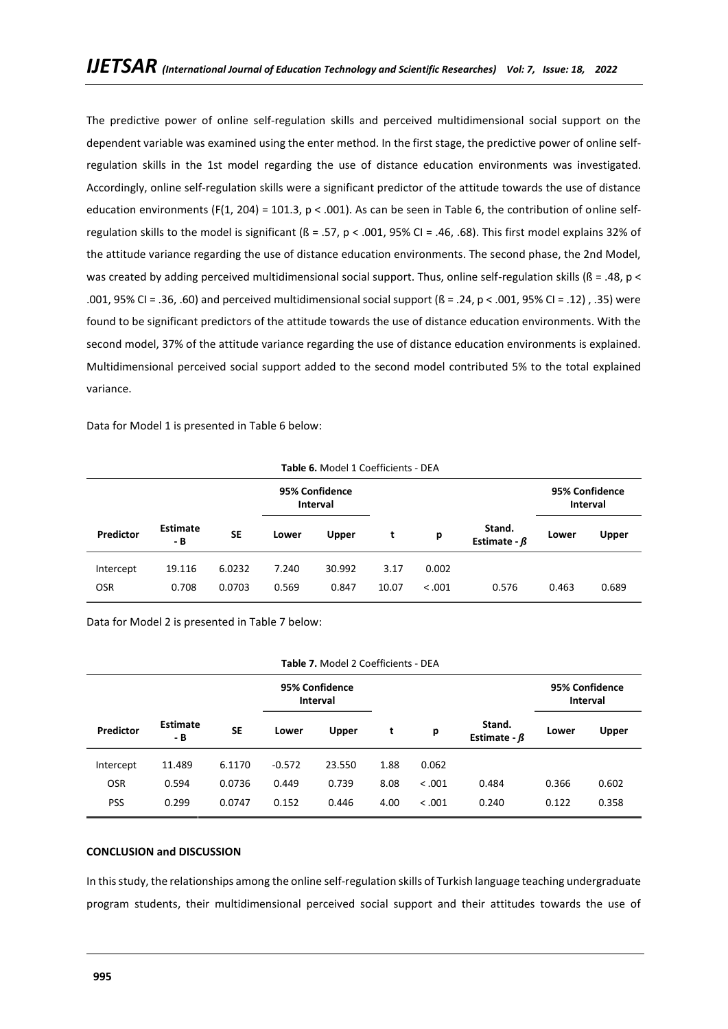The predictive power of online self-regulation skills and perceived multidimensional social support on the dependent variable was examined using the enter method. In the first stage, the predictive power of online self-regulation skills in the 1st model regarding the use of distance education environments was investigated. Accordingly, online self-regulation skills were a significant predictor of the attitude towards the use of distance education environments ($F(1, 204) = 101.3$, $p < .001$). As can be seen in Table 6, the contribution of online self-regulation skills to the model is significant (ß = .57, $p < .001$, 95% CI = .46, .68). This first model explains 32% of the attitude variance regarding the use of distance education environments. The second phase, the 2nd Model, was created by adding perceived multidimensional social support. Thus, online self-regulation skills (ß = .48, $p < .001$, 95% CI = .36, .60) and perceived multidimensional social support (ß = .24, $p < .001$, 95% CI = .12) , .35) were found to be significant predictors of the attitude towards the use of distance education environments. With the second model, 37% of the attitude variance regarding the use of distance education environments is explained. Multidimensional perceived social support added to the second model contributed 5% to the total explained variance.

Data for Model 1 is presented in Table 6 below:

**Table 6.** Model 1 Coefficients - DEA

| | | | 95% Confidence Interval | | | | | 95% Confidence Interval | |
|---|---|---|---|---|---|---|---|---|---|
| **Predictor** | **Estimate - B** | **SE** | **Lower** | **Upper** | **t** | **p** | **Stand. Estimate - $\beta$** | **Lower** | **Upper** |
| Intercept | 19.116 | 6.0232 | 7.240 | 30.992 | 3.17 | 0.002 | | | |
| OSR | 0.708 | 0.0703 | 0.569 | 0.847 | 10.07 | < .001 | 0.576 | 0.463 | 0.689 |

Data for Model 2 is presented in Table 7 below:

**Table 7.** Model 2 Coefficients - DEA

| | | | 95% Confidence Interval | | | | | 95% Confidence Interval | |
|---|---|---|---|---|---|---|---|---|---|
| **Predictor** | **Estimate - B** | **SE** | **Lower** | **Upper** | **t** | **p** | **Stand. Estimate - $\beta$** | **Lower** | **Upper** |
| Intercept | 11.489 | 6.1170 | -0.572 | 23.550 | 1.88 | 0.062 | | | |
| OSR | 0.594 | 0.0736 | 0.449 | 0.739 | 8.08 | < .001 | 0.484 | 0.366 | 0.602 |
| PSS | 0.299 | 0.0747 | 0.152 | 0.446 | 4.00 | < .001 | 0.240 | 0.122 | 0.358 |

**CONCLUSION and DISCUSSION**

In this study, the relationships among the online self-regulation skills of Turkish language teaching undergraduate program students, their multidimensional perceived social support and their attitudes towards the use of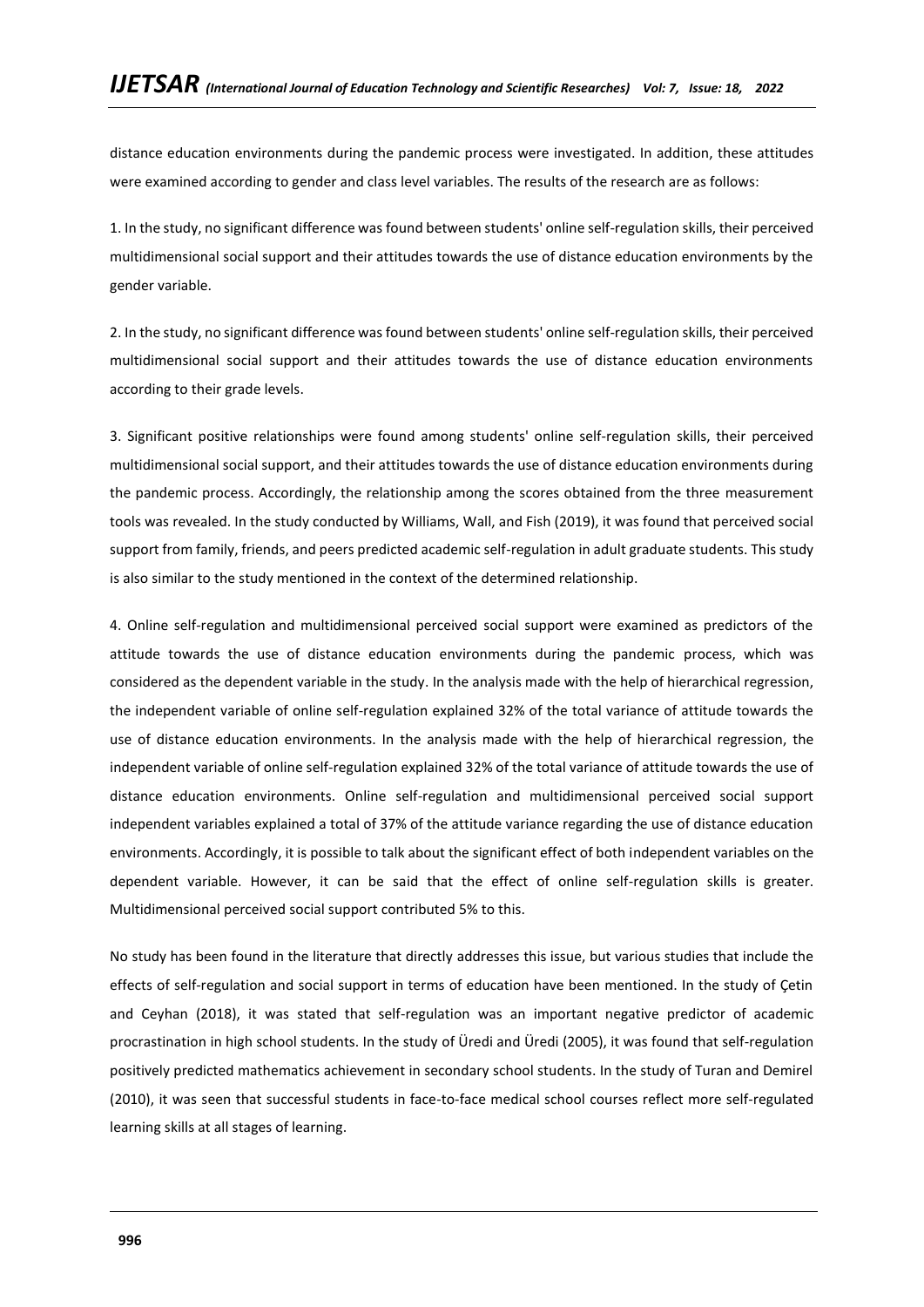distance education environments during the pandemic process were investigated. In addition, these attitudes were examined according to gender and class level variables. The results of the research are as follows:

1. In the study, no significant difference was found between students' online self-regulation skills, their perceived multidimensional social support and their attitudes towards the use of distance education environments by the gender variable.

2. In the study, no significant difference was found between students' online self-regulation skills, their perceived multidimensional social support and their attitudes towards the use of distance education environments according to their grade levels.

3. Significant positive relationships were found among students' online self-regulation skills, their perceived multidimensional social support, and their attitudes towards the use of distance education environments during the pandemic process. Accordingly, the relationship among the scores obtained from the three measurement tools was revealed. In the study conducted by Williams, Wall, and Fish (2019), it was found that perceived social support from family, friends, and peers predicted academic self-regulation in adult graduate students. This study is also similar to the study mentioned in the context of the determined relationship.

4. Online self-regulation and multidimensional perceived social support were examined as predictors of the attitude towards the use of distance education environments during the pandemic process, which was considered as the dependent variable in the study. In the analysis made with the help of hierarchical regression, the independent variable of online self-regulation explained 32% of the total variance of attitude towards the use of distance education environments. In the analysis made with the help of hierarchical regression, the independent variable of online self-regulation explained 32% of the total variance of attitude towards the use of distance education environments. Online self-regulation and multidimensional perceived social support independent variables explained a total of 37% of the attitude variance regarding the use of distance education environments. Accordingly, it is possible to talk about the significant effect of both independent variables on the dependent variable. However, it can be said that the effect of online self-regulation skills is greater. Multidimensional perceived social support contributed 5% to this.

No study has been found in the literature that directly addresses this issue, but various studies that include the effects of self-regulation and social support in terms of education have been mentioned. In the study of Çetin and Ceyhan (2018), it was stated that self-regulation was an important negative predictor of academic procrastination in high school students. In the study of Üredi and Üredi (2005), it was found that self-regulation positively predicted mathematics achievement in secondary school students. In the study of Turan and Demirel (2010), it was seen that successful students in face-to-face medical school courses reflect more self-regulated learning skills at all stages of learning.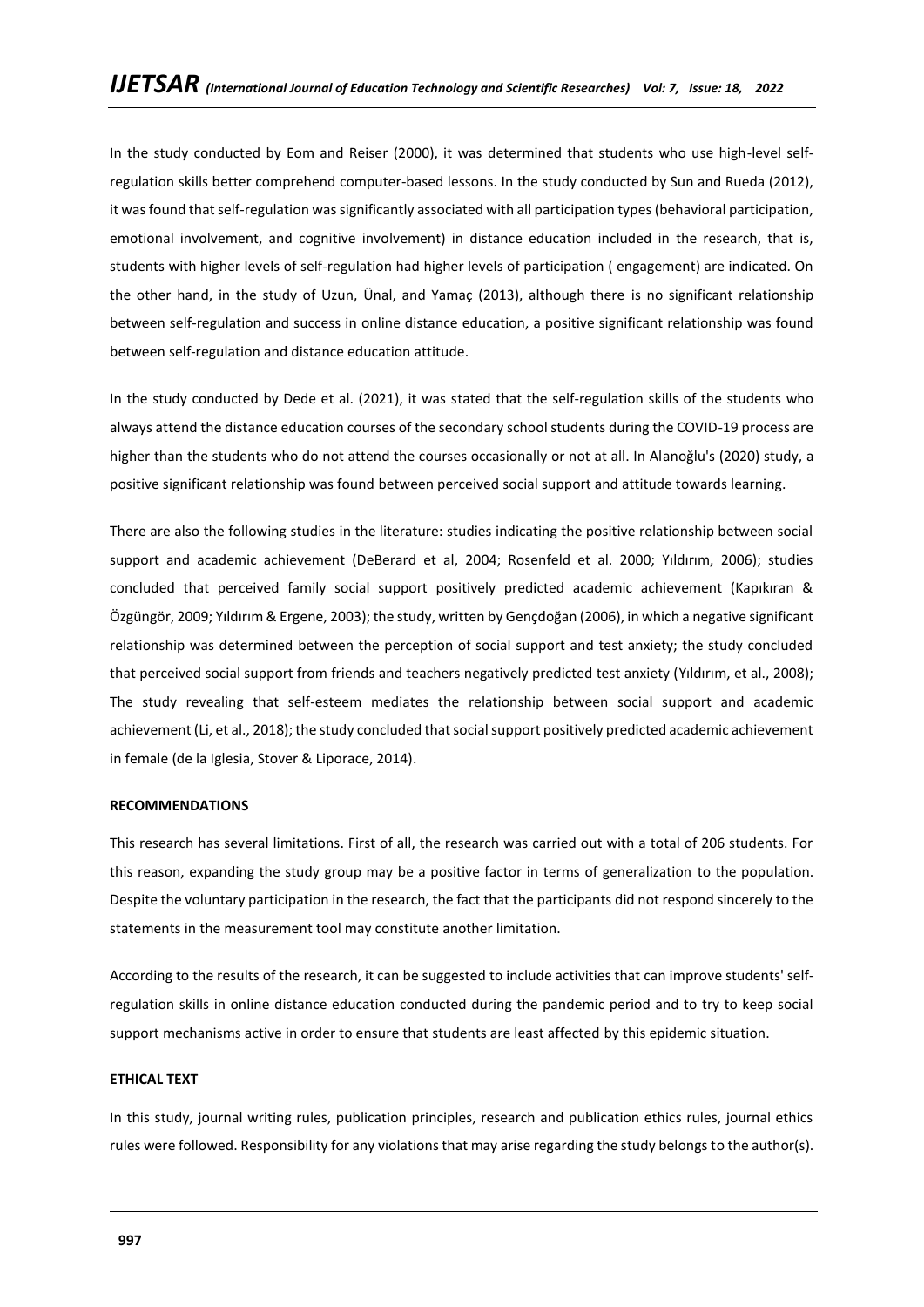In the study conducted by Eom and Reiser (2000), it was determined that students who use high-level self-regulation skills better comprehend computer-based lessons. In the study conducted by Sun and Rueda (2012), it was found that self-regulation was significantly associated with all participation types (behavioral participation, emotional involvement, and cognitive involvement) in distance education included in the research, that is, students with higher levels of self-regulation had higher levels of participation ( engagement) are indicated. On the other hand, in the study of Uzun, Ünal, and Yamaç (2013), although there is no significant relationship between self-regulation and success in online distance education, a positive significant relationship was found between self-regulation and distance education attitude.

In the study conducted by Dede et al. (2021), it was stated that the self-regulation skills of the students who always attend the distance education courses of the secondary school students during the COVID-19 process are higher than the students who do not attend the courses occasionally or not at all. In Alanoğlu's (2020) study, a positive significant relationship was found between perceived social support and attitude towards learning.

There are also the following studies in the literature: studies indicating the positive relationship between social support and academic achievement (DeBerard et al, 2004; Rosenfeld et al. 2000; Yıldırım, 2006); studies concluded that perceived family social support positively predicted academic achievement (Kapıkıran & Özgüngör, 2009; Yıldırım & Ergene, 2003); the study, written by Gençdoğan (2006), in which a negative significant relationship was determined between the perception of social support and test anxiety; the study concluded that perceived social support from friends and teachers negatively predicted test anxiety (Yıldırım, et al., 2008); The study revealing that self-esteem mediates the relationship between social support and academic achievement (Li, et al., 2018); the study concluded that social support positively predicted academic achievement in female (de la Iglesia, Stover & Liporace, 2014).

## RECOMMENDATIONS

This research has several limitations. First of all, the research was carried out with a total of 206 students. For this reason, expanding the study group may be a positive factor in terms of generalization to the population. Despite the voluntary participation in the research, the fact that the participants did not respond sincerely to the statements in the measurement tool may constitute another limitation.

According to the results of the research, it can be suggested to include activities that can improve students' self-regulation skills in online distance education conducted during the pandemic period and to try to keep social support mechanisms active in order to ensure that students are least affected by this epidemic situation.

## ETHICAL TEXT

In this study, journal writing rules, publication principles, research and publication ethics rules, journal ethics rules were followed. Responsibility for any violations that may arise regarding the study belongs to the author(s).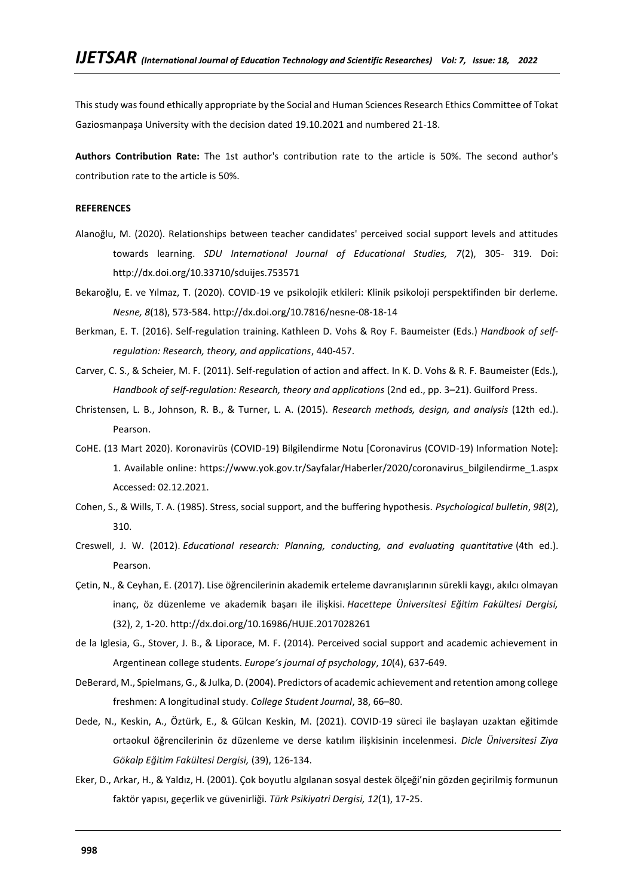This study was found ethically appropriate by the Social and Human Sciences Research Ethics Committee of Tokat Gaziosmanpaşa University with the decision dated 19.10.2021 and numbered 21-18.

**Authors Contribution Rate:** The 1st author's contribution rate to the article is 50%. The second author's contribution rate to the article is 50%.

**REFERENCES**

Alanoğlu, M. (2020). Relationships between teacher candidates' perceived social support levels and attitudes towards learning. *SDU International Journal of Educational Studies, 7*(2), 305- 319. Doi: http://dx.doi.org/10.33710/sduijes.753571

Bekaroğlu, E. ve Yılmaz, T. (2020). COVID-19 ve psikolojik etkileri: Klinik psikoloji perspektifinden bir derleme. *Nesne, 8*(18), 573-584. http://dx.doi.org/10.7816/nesne-08-18-14

Berkman, E. T. (2016). Self-regulation training. Kathleen D. Vohs & Roy F. Baumeister (Eds.) *Handbook of self-regulation: Research, theory, and applications*, 440-457.

Carver, C. S., & Scheier, M. F. (2011). Self-regulation of action and affect. In K. D. Vohs & R. F. Baumeister (Eds.), *Handbook of self-regulation: Research, theory and applications* (2nd ed., pp. 3–21). Guilford Press.

Christensen, L. B., Johnson, R. B., & Turner, L. A. (2015). *Research methods, design, and analysis* (12th ed.). Pearson.

CoHE. (13 Mart 2020). Koronavirüs (COVID-19) Bilgilendirme Notu [Coronavirus (COVID-19) Information Note]: 1. Available online: https://www.yok.gov.tr/Sayfalar/Haberler/2020/coronavirus_bilgilendirme_1.aspx Accessed: 02.12.2021.

Cohen, S., & Wills, T. A. (1985). Stress, social support, and the buffering hypothesis. *Psychological bulletin*, *98*(2), 310.

Creswell, J. W. (2012). *Educational research: Planning, conducting, and evaluating quantitative* (4th ed.). Pearson.

Çetin, N., & Ceyhan, E. (2017). Lise öğrencilerinin akademik erteleme davranışlarının sürekli kaygı, akılcı olmayan inanç, öz düzenleme ve akademik başarı ile ilişkisi. *Hacettepe Üniversitesi Eğitim Fakültesi Dergisi,* (32), 2, 1-20. http://dx.doi.org/10.16986/HUJE.2017028261

de la Iglesia, G., Stover, J. B., & Liporace, M. F. (2014). Perceived social support and academic achievement in Argentinean college students. *Europe's journal of psychology*, *10*(4), 637-649.

DeBerard, M., Spielmans, G., & Julka, D. (2004). Predictors of academic achievement and retention among college freshmen: A longitudinal study. *College Student Journal*, 38, 66–80.

Dede, N., Keskin, A., Öztürk, E., & Gülcan Keskin, M. (2021). COVID-19 süreci ile başlayan uzaktan eğitimde ortaokul öğrencilerinin öz düzenleme ve derse katılım ilişkisinin incelenmesi. *Dicle Üniversitesi Ziya Gökalp Eğitim Fakültesi Dergisi,* (39), 126-134.

Eker, D., Arkar, H., & Yaldız, H. (2001). Çok boyutlu algılanan sosyal destek ölçeği'nin gözden geçirilmiş formunun faktör yapısı, geçerlik ve güvenirliği. *Türk Psikiyatri Dergisi, 12*(1), 17-25.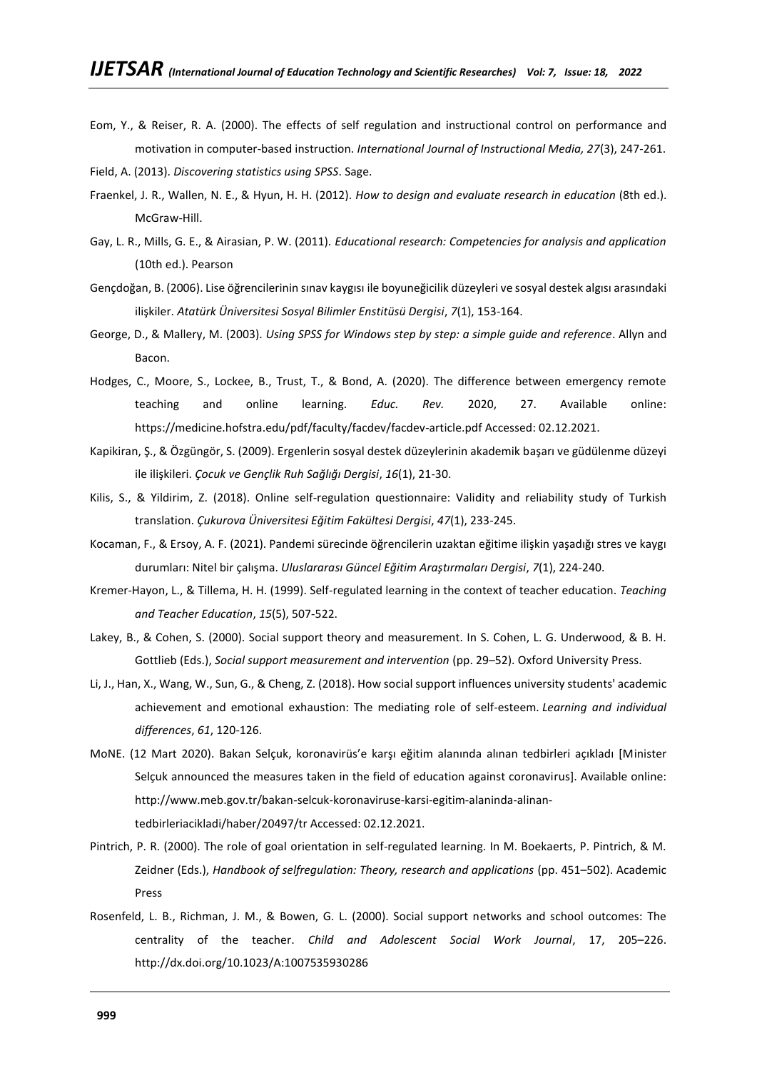Eom, Y., & Reiser, R. A. (2000). The effects of self regulation and instructional control on performance and motivation in computer-based instruction. *International Journal of Instructional Media, 27*(3), 247-261.

Field, A. (2013). *Discovering statistics using SPSS*. Sage.

Fraenkel, J. R., Wallen, N. E., & Hyun, H. H. (2012). *How to design and evaluate research in education* (8th ed.). McGraw-Hill.

Gay, L. R., Mills, G. E., & Airasian, P. W. (2011). *Educational research: Competencies for analysis and application* (10th ed.). Pearson

Gençdoğan, B. (2006). Lise öğrencilerinin sınav kaygısı ile boyuneğicilik düzeyleri ve sosyal destek algısı arasındaki ilişkiler. *Atatürk Üniversitesi Sosyal Bilimler Enstitüsü Dergisi*, *7*(1), 153-164.

George, D., & Mallery, M. (2003). *Using SPSS for Windows step by step: a simple guide and reference*. Allyn and Bacon.

Hodges, C., Moore, S., Lockee, B., Trust, T., & Bond, A. (2020). The difference between emergency remote teaching and online learning. *Educ. Rev.* 2020, 27. Available online: https://medicine.hofstra.edu/pdf/faculty/facdev/facdev-article.pdf Accessed: 02.12.2021.

Kapikiran, Ş., & Özgüngör, S. (2009). Ergenlerin sosyal destek düzeylerinin akademik başarı ve güdülenme düzeyi ile ilişkileri. *Çocuk ve Gençlik Ruh Sağlığı Dergisi*, *16*(1), 21-30.

Kilis, S., & Yildirim, Z. (2018). Online self-regulation questionnaire: Validity and reliability study of Turkish translation. *Çukurova Üniversitesi Eğitim Fakültesi Dergisi*, *47*(1), 233-245.

Kocaman, F., & Ersoy, A. F. (2021). Pandemi sürecinde öğrencilerin uzaktan eğitime ilişkin yaşadığı stres ve kaygı durumları: Nitel bir çalışma. *Uluslararası Güncel Eğitim Araştırmaları Dergisi*, *7*(1), 224-240.

Kremer-Hayon, L., & Tillema, H. H. (1999). Self-regulated learning in the context of teacher education. *Teaching and Teacher Education*, *15*(5), 507-522.

Lakey, B., & Cohen, S. (2000). Social support theory and measurement. In S. Cohen, L. G. Underwood, & B. H. Gottlieb (Eds.), *Social support measurement and intervention* (pp. 29–52). Oxford University Press.

Li, J., Han, X., Wang, W., Sun, G., & Cheng, Z. (2018). How social support influences university students' academic achievement and emotional exhaustion: The mediating role of self-esteem. *Learning and individual differences*, *61*, 120-126.

MoNE. (12 Mart 2020). Bakan Selçuk, koronavirüs'e karşı eğitim alanında alınan tedbirleri açıkladı [Minister Selçuk announced the measures taken in the field of education against coronavirus]. Available online: http://www.meb.gov.tr/bakan-selcuk-koronaviruse-karsi-egitim-alaninda-alinan-tedbirleriacikladi/haber/20497/tr Accessed: 02.12.2021.

Pintrich, P. R. (2000). The role of goal orientation in self-regulated learning. In M. Boekaerts, P. Pintrich, & M. Zeidner (Eds.), *Handbook of selfregulation: Theory, research and applications* (pp. 451–502). Academic Press

Rosenfeld, L. B., Richman, J. M., & Bowen, G. L. (2000). Social support networks and school outcomes: The centrality of the teacher. *Child and Adolescent Social Work Journal*, 17, 205–226. http://dx.doi.org/10.1023/A:1007535930286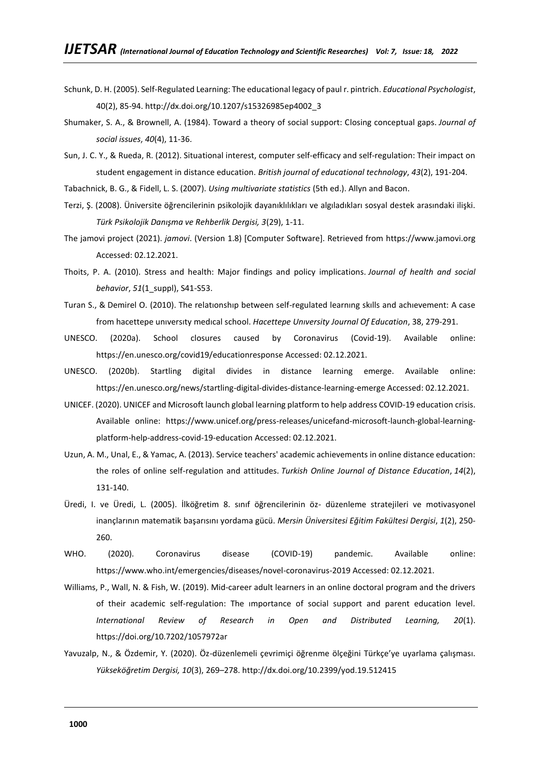Schunk, D. H. (2005). Self-Regulated Learning: The educational legacy of paul r. pintrich. *Educational Psychologist*, 40(2), 85-94. http://dx.doi.org/10.1207/s15326985ep4002_3

Shumaker, S. A., & Brownell, A. (1984). Toward a theory of social support: Closing conceptual gaps. *Journal of social issues*, *40*(4), 11-36.

Sun, J. C. Y., & Rueda, R. (2012). Situational interest, computer self-efficacy and self-regulation: Their impact on student engagement in distance education. *British journal of educational technology*, *43*(2), 191-204.

Tabachnick, B. G., & Fidell, L. S. (2007). *Using multivariate statistics* (5th ed.). Allyn and Bacon.

Terzi, Ş. (2008). Üniversite öğrencilerinin psikolojik dayanıklılıkları ve algıladıkları sosyal destek arasındaki ilişki. *Türk Psikolojik Danışma ve Rehberlik Dergisi, 3*(29), 1-11.

The jamovi project (2021). *jamovi*. (Version 1.8) [Computer Software]. Retrieved from https://www.jamovi.org Accessed: 02.12.2021.

Thoits, P. A. (2010). Stress and health: Major findings and policy implications. *Journal of health and social behavior*, *51*(1_suppl), S41-S53.

Turan S., & Demirel O. (2010). The relatıonshıp between self-regulated learnıng skılls and achıevement: A case from hacettepe unıversıty medıcal school. *Hacettepe Unıversity Journal Of Education*, 38, 279-291.

UNESCO. (2020a). School closures caused by Coronavirus (Covid-19). Available online: https://en.unesco.org/covid19/educationresponse Accessed: 02.12.2021.

UNESCO. (2020b). Startling digital divides in distance learning emerge. Available online: https://en.unesco.org/news/startling-digital-divides-distance-learning-emerge Accessed: 02.12.2021.

UNICEF. (2020). UNICEF and Microsoft launch global learning platform to help address COVID-19 education crisis. Available online: https://www.unicef.org/press-releases/unicefand-microsoft-launch-global-learning-platform-help-address-covid-19-education Accessed: 02.12.2021.

Uzun, A. M., Unal, E., & Yamac, A. (2013). Service teachers' academic achievements in online distance education: the roles of online self-regulation and attitudes. *Turkish Online Journal of Distance Education*, *14*(2), 131-140.

Üredi, I. ve Üredi, L. (2005). İlköğretim 8. sınıf öğrencilerinin öz- düzenleme stratejileri ve motivasyonel inançlarının matematik başarısını yordama gücü. *Mersin Üniversitesi Eğitim Fakültesi Dergisi*, *1*(2), 250-260.

WHO. (2020). Coronavirus disease (COVID-19) pandemic. Available online: https://www.who.int/emergencies/diseases/novel-coronavirus-2019 Accessed: 02.12.2021.

Williams, P., Wall, N. & Fish, W. (2019). Mid-career adult learners in an online doctoral program and the drivers of their academic self-regulation: The ımportance of social support and parent education level. *International Review of Research in Open and Distributed Learning, 20*(1). https://doi.org/10.7202/1057972ar

Yavuzalp, N., & Özdemir, Y. (2020). Öz-düzenlemeli çevrimiçi öğrenme ölçeğini Türkçe'ye uyarlama çalışması. *Yükseköğretim Dergisi, 10*(3), 269–278. http://dx.doi.org/10.2399/yod.19.512415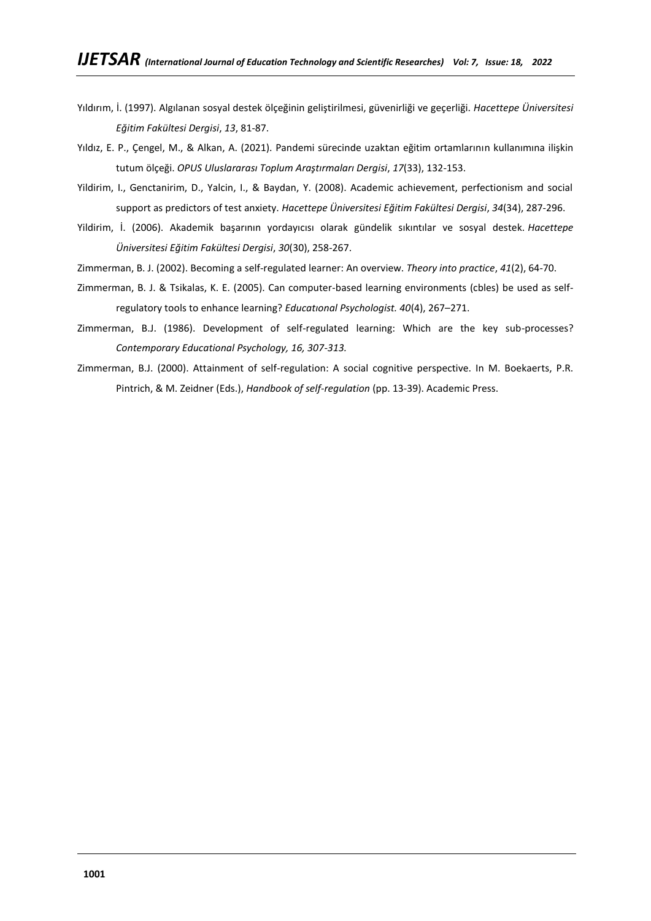Yıldırım, İ. (1997). Algılanan sosyal destek ölçeğinin geliştirilmesi, güvenirliği ve geçerliği. *Hacettepe Üniversitesi Eğitim Fakültesi Dergisi*, *13*, 81-87.

Yıldız, E. P., Çengel, M., & Alkan, A. (2021). Pandemi sürecinde uzaktan eğitim ortamlarının kullanımına ilişkin tutum ölçeği. *OPUS Uluslararası Toplum Araştırmaları Dergisi*, *17*(33), 132-153.

Yildirim, I., Genctanirim, D., Yalcin, I., & Baydan, Y. (2008). Academic achievement, perfectionism and social support as predictors of test anxiety. *Hacettepe Üniversitesi Eğitim Fakültesi Dergisi*, *34*(34), 287-296.

Yildirim, İ. (2006). Akademik başarının yordayıcısı olarak gündelik sıkıntılar ve sosyal destek. *Hacettepe Üniversitesi Eğitim Fakültesi Dergisi*, *30*(30), 258-267.

Zimmerman, B. J. (2002). Becoming a self-regulated learner: An overview. *Theory into practice*, *41*(2), 64-70.

Zimmerman, B. J. & Tsikalas, K. E. (2005). Can computer-based learning environments (cbles) be used as self-regulatory tools to enhance learning? *Educatıonal Psychologist. 40*(4), 267–271.

Zimmerman, B.J. (1986). Development of self-regulated learning: Which are the key sub-processes? *Contemporary Educational Psychology, 16, 307-313.*

Zimmerman, B.J. (2000). Attainment of self-regulation: A social cognitive perspective. In M. Boekaerts, P.R. Pintrich, & M. Zeidner (Eds.), *Handbook of self-regulation* (pp. 13-39). Academic Press.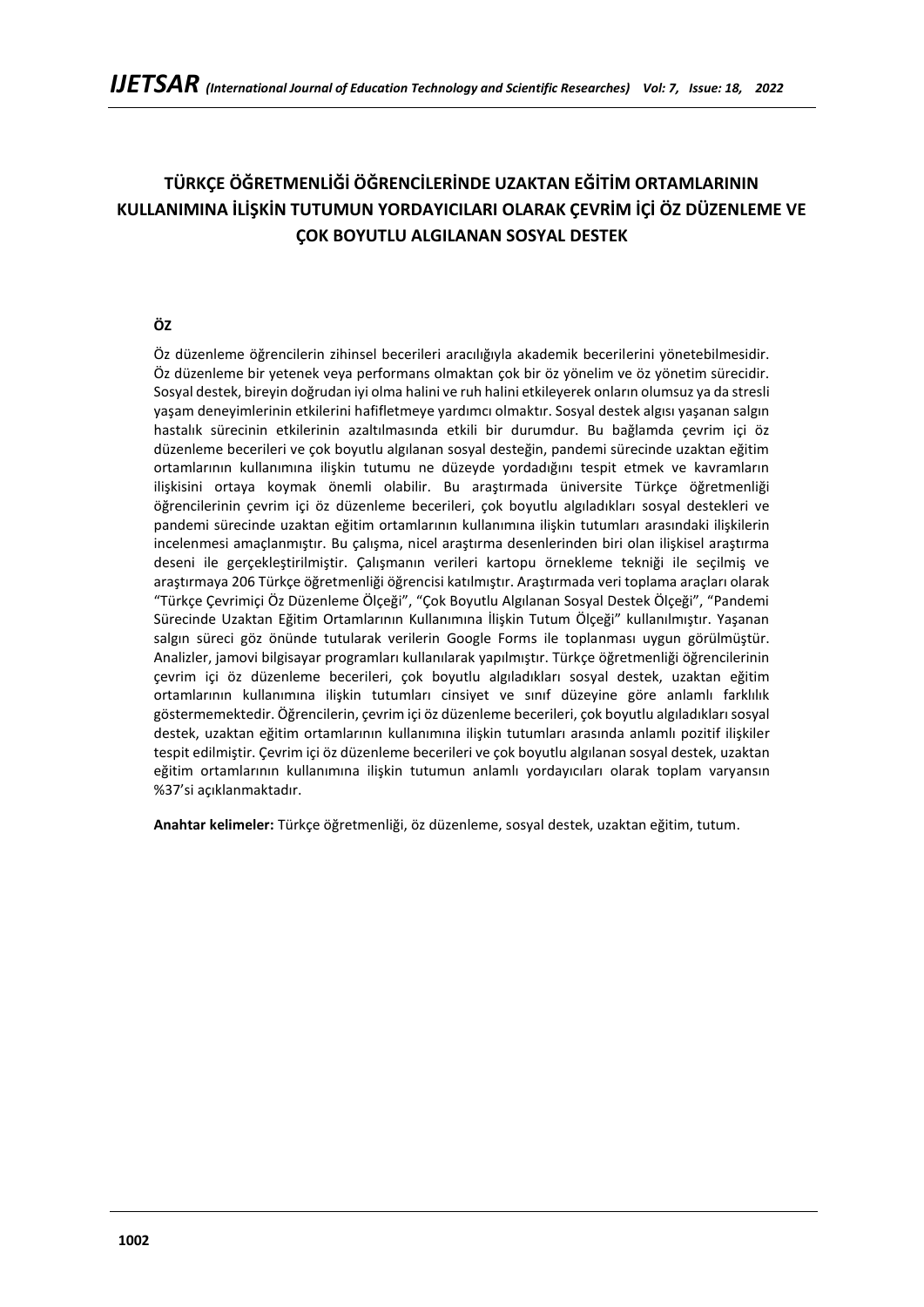# TÜRKÇE ÖĞRETMENLİĞİ ÖĞRENCİLERİNDE UZAKTAN EĞİTİM ORTAMLARININ KULLANIMINA İLİŞKİN TUTUMUN YORDAYICILARI OLARAK ÇEVRİM İÇİ ÖZ DÜZENLEME VE ÇOK BOYUTLU ALGILANAN SOSYAL DESTEK

**ÖZ**

Öz düzenleme öğrencilerin zihinsel becerileri aracılığıyla akademik becerilerini yönetebilmesidir. Öz düzenleme bir yetenek veya performans olmaktan çok bir öz yönelim ve öz yönetim sürecidir. Sosyal destek, bireyin doğrudan iyi olma halini ve ruh halini etkileyerek onların olumsuz ya da stresli yaşam deneyimlerinin etkilerini hafifletmeye yardımcı olmaktır. Sosyal destek algısı yaşanan salgın hastalık sürecinin etkilerinin azaltılmasında etkili bir durumdur. Bu bağlamda çevrim içi öz düzenleme becerileri ve çok boyutlu algılanan sosyal desteğin, pandemi sürecinde uzaktan eğitim ortamlarının kullanımına ilişkin tutumu ne düzeyde yordadığını tespit etmek ve kavramların ilişkisini ortaya koymak önemli olabilir. Bu araştırmada üniversite Türkçe öğretmenliği öğrencilerinin çevrim içi öz düzenleme becerileri, çok boyutlu algıladıkları sosyal destekleri ve pandemi sürecinde uzaktan eğitim ortamlarının kullanımına ilişkin tutumları arasındaki ilişkilerin incelenmesi amaçlanmıştır. Bu çalışma, nicel araştırma desenlerinden biri olan ilişkisel araştırma deseni ile gerçekleştirilmiştir. Çalışmanın verileri kartopu örnekleme tekniği ile seçilmiş ve araştırmaya 206 Türkçe öğretmenliği öğrencisi katılmıştır. Araştırmada veri toplama araçları olarak "Türkçe Çevrimiçi Öz Düzenleme Ölçeği", "Çok Boyutlu Algılanan Sosyal Destek Ölçeği", "Pandemi Sürecinde Uzaktan Eğitim Ortamlarının Kullanımına İlişkin Tutum Ölçeği" kullanılmıştır. Yaşanan salgın süreci göz önünde tutularak verilerin Google Forms ile toplanması uygun görülmüştür. Analizler, jamovi bilgisayar programları kullanılarak yapılmıştır. Türkçe öğretmenliği öğrencilerinin çevrim içi öz düzenleme becerileri, çok boyutlu algıladıkları sosyal destek, uzaktan eğitim ortamlarının kullanımına ilişkin tutumları cinsiyet ve sınıf düzeyine göre anlamlı farklılık göstermemektedir. Öğrencilerin, çevrim içi öz düzenleme becerileri, çok boyutlu algıladıkları sosyal destek, uzaktan eğitim ortamlarının kullanımına ilişkin tutumları arasında anlamlı pozitif ilişkiler tespit edilmiştir. Çevrim içi öz düzenleme becerileri ve çok boyutlu algılanan sosyal destek, uzaktan eğitim ortamlarının kullanımına ilişkin tutumun anlamlı yordayıcıları olarak toplam varyansın %37'si açıklanmaktadır.

**Anahtar kelimeler:** Türkçe öğretmenliği, öz düzenleme, sosyal destek, uzaktan eğitim, tutum.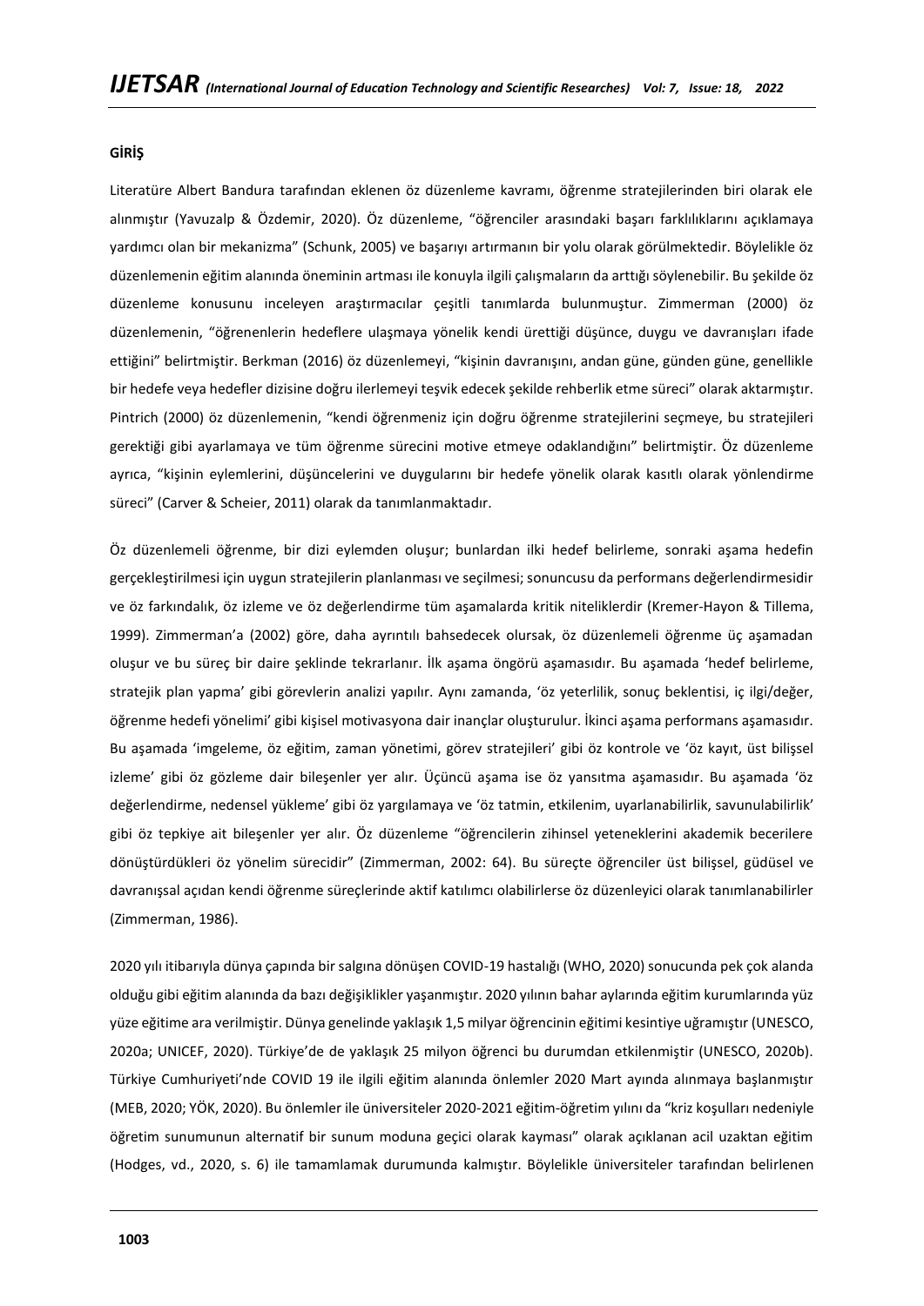## GİRİŞ

Literatüre Albert Bandura tarafından eklenen öz düzenleme kavramı, öğrenme stratejilerinden biri olarak ele alınmıştır (Yavuzalp & Özdemir, 2020). Öz düzenleme, "öğrenciler arasındaki başarı farklılıklarını açıklamaya yardımcı olan bir mekanizma" (Schunk, 2005) ve başarıyı artırmanın bir yolu olarak görülmektedir. Böylelikle öz düzenlemenin eğitim alanında öneminin artması ile konuyla ilgili çalışmaların da arttığı söylenebilir. Bu şekilde öz düzenleme konusunu inceleyen araştırmacılar çeşitli tanımlarda bulunmuştur. Zimmerman (2000) öz düzenlemenin, "öğrenenlerin hedeflere ulaşmaya yönelik kendi ürettiği düşünce, duygu ve davranışları ifade ettiğini" belirtmiştir. Berkman (2016) öz düzenlemeyi, "kişinin davranışını, andan güne, günden güne, genellikle bir hedefe veya hedefler dizisine doğru ilerlemeyi teşvik edecek şekilde rehberlik etme süreci" olarak aktarmıştır. Pintrich (2000) öz düzenlemenin, "kendi öğrenmeniz için doğru öğrenme stratejilerini seçmeye, bu stratejileri gerektiği gibi ayarlamaya ve tüm öğrenme sürecini motive etmeye odaklandığını" belirtmiştir. Öz düzenleme ayrıca, "kişinin eylemlerini, düşüncelerini ve duygularını bir hedefe yönelik olarak kasıtlı olarak yönlendirme süreci" (Carver & Scheier, 2011) olarak da tanımlanmaktadır.

Öz düzenlemeli öğrenme, bir dizi eylemden oluşur; bunlardan ilki hedef belirleme, sonraki aşama hedefin gerçekleştirilmesi için uygun stratejilerin planlanması ve seçilmesi; sonuncusu da performans değerlendirmesidir ve öz farkındalık, öz izleme ve öz değerlendirme tüm aşamalarda kritik niteliklerdir (Kremer-Hayon & Tillema, 1999). Zimmerman'a (2002) göre, daha ayrıntılı bahsedecek olursak, öz düzenlemeli öğrenme üç aşamadan oluşur ve bu süreç bir daire şeklinde tekrarlanır. İlk aşama öngörü aşamasıdır. Bu aşamada 'hedef belirleme, stratejik plan yapma' gibi görevlerin analizi yapılır. Aynı zamanda, 'öz yeterlilik, sonuç beklentisi, iç ilgi/değer, öğrenme hedefi yönelimi' gibi kişisel motivasyona dair inançlar oluşturulur. İkinci aşama performans aşamasıdır. Bu aşamada 'imgeleme, öz eğitim, zaman yönetimi, görev stratejileri' gibi öz kontrole ve 'öz kayıt, üst bilişsel izleme' gibi öz gözleme dair bileşenler yer alır. Üçüncü aşama ise öz yansıtma aşamasıdır. Bu aşamada 'öz değerlendirme, nedensel yükleme' gibi öz yargılamaya ve 'öz tatmin, etkilenim, uyarlanabilirlik, savunulabilirlik' gibi öz tepkiye ait bileşenler yer alır. Öz düzenleme "öğrencilerin zihinsel yeteneklerini akademik becerilere dönüştürdükleri öz yönelim sürecidir" (Zimmerman, 2002: 64). Bu süreçte öğrenciler üst bilişsel, güdüsel ve davranışsal açıdan kendi öğrenme süreçlerinde aktif katılımcı olabilirlerse öz düzenleyici olarak tanımlanabilirler (Zimmerman, 1986).

2020 yılı itibarıyla dünya çapında bir salgına dönüşen COVID-19 hastalığı (WHO, 2020) sonucunda pek çok alanda olduğu gibi eğitim alanında da bazı değişiklikler yaşanmıştır. 2020 yılının bahar aylarında eğitim kurumlarında yüz yüze eğitime ara verilmiştir. Dünya genelinde yaklaşık 1,5 milyar öğrencinin eğitimi kesintiye uğramıştır (UNESCO, 2020a; UNICEF, 2020). Türkiye'de de yaklaşık 25 milyon öğrenci bu durumdan etkilenmiştir (UNESCO, 2020b). Türkiye Cumhuriyeti'nde COVID 19 ile ilgili eğitim alanında önlemler 2020 Mart ayında alınmaya başlanmıştır (MEB, 2020; YÖK, 2020). Bu önlemler ile üniversiteler 2020-2021 eğitim-öğretim yılını da "kriz koşulları nedeniyle öğretim sunumunun alternatif bir sunum moduna geçici olarak kayması" olarak açıklanan acil uzaktan eğitim (Hodges, vd., 2020, s. 6) ile tamamlamak durumunda kalmıştır. Böylelikle üniversiteler tarafından belirlenen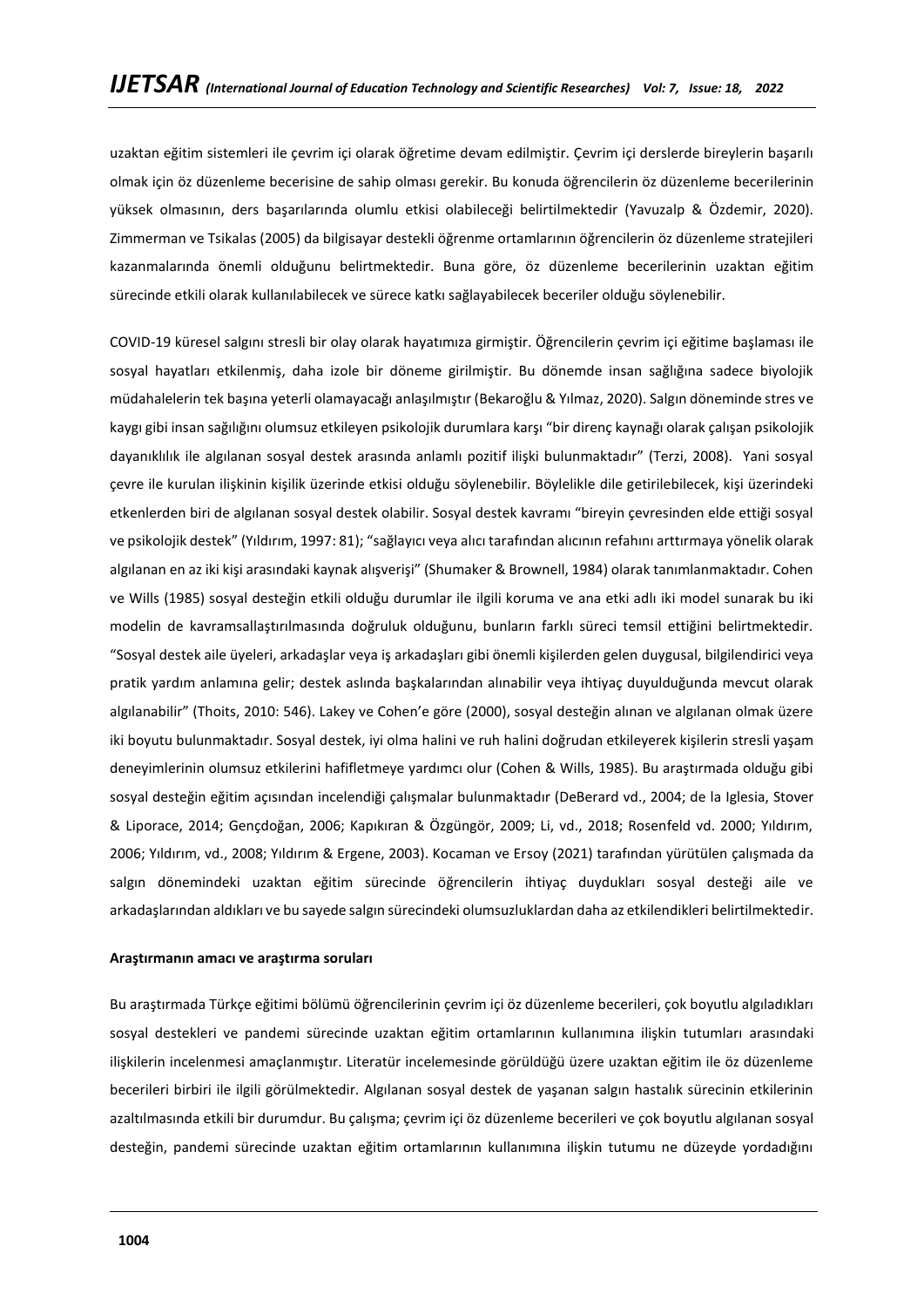uzaktan eğitim sistemleri ile çevrim içi olarak öğretime devam edilmiştir. Çevrim içi derslerde bireylerin başarılı olmak için öz düzenleme becerisine de sahip olması gerekir. Bu konuda öğrencilerin öz düzenleme becerilerinin yüksek olmasının, ders başarılarında olumlu etkisi olabileceği belirtilmektedir (Yavuzalp & Özdemir, 2020). Zimmerman ve Tsikalas (2005) da bilgisayar destekli öğrenme ortamlarının öğrencilerin öz düzenleme stratejileri kazanmalarında önemli olduğunu belirtmektedir. Buna göre, öz düzenleme becerilerinin uzaktan eğitim sürecinde etkili olarak kullanılabilecek ve sürece katkı sağlayabilecek beceriler olduğu söylenebilir.

COVID-19 küresel salgını stresli bir olay olarak hayatımıza girmiştir. Öğrencilerin çevrim içi eğitime başlaması ile sosyal hayatları etkilenmiş, daha izole bir döneme girilmiştir. Bu dönemde insan sağlığına sadece biyolojik müdahalelerin tek başına yeterli olamayacağı anlaşılmıştır (Bekaroğlu & Yılmaz, 2020). Salgın döneminde stres ve kaygı gibi insan sağlığını olumsuz etkileyen psikolojik durumlara karşı "bir direnç kaynağı olarak çalışan psikolojik dayanıklılık ile algılanan sosyal destek arasında anlamlı pozitif ilişki bulunmaktadır" (Terzi, 2008). Yani sosyal çevre ile kurulan ilişkinin kişilik üzerinde etkisi olduğu söylenebilir. Böylelikle dile getirilebilecek, kişi üzerindeki etkenlerden biri de algılanan sosyal destek olabilir. Sosyal destek kavramı "bireyin çevresinden elde ettiği sosyal ve psikolojik destek" (Yıldırım, 1997: 81); "sağlayıcı veya alıcı tarafından alıcının refahını arttırmaya yönelik olarak algılanan en az iki kişi arasındaki kaynak alışverişi" (Shumaker & Brownell, 1984) olarak tanımlanmaktadır. Cohen ve Wills (1985) sosyal desteğin etkili olduğu durumlar ile ilgili koruma ve ana etki adlı iki model sunarak bu iki modelin de kavramsallaştırılmasında doğruluk olduğunu, bunların farklı süreci temsil ettiğini belirtmektedir. "Sosyal destek aile üyeleri, arkadaşlar veya iş arkadaşları gibi önemli kişilerden gelen duygusal, bilgilendirici veya pratik yardım anlamına gelir; destek aslında başkalarından alınabilir veya ihtiyaç duyulduğunda mevcut olarak algılanabilir" (Thoits, 2010: 546). Lakey ve Cohen'e göre (2000), sosyal desteğin alınan ve algılanan olmak üzere iki boyutu bulunmaktadır. Sosyal destek, iyi olma halini ve ruh halini doğrudan etkileyerek kişilerin stresli yaşam deneyimlerinin olumsuz etkilerini hafifletmeye yardımcı olur (Cohen & Wills, 1985). Bu araştırmada olduğu gibi sosyal desteğin eğitim açısından incelendiği çalışmalar bulunmaktadır (DeBerard vd., 2004; de la Iglesia, Stover & Liporace, 2014; Gençdoğan, 2006; Kapıkıran & Özgüngör, 2009; Li, vd., 2018; Rosenfeld vd. 2000; Yıldırım, 2006; Yıldırım, vd., 2008; Yıldırım & Ergene, 2003). Kocaman ve Ersoy (2021) tarafından yürütülen çalışmada da salgın dönemindeki uzaktan eğitim sürecinde öğrencilerin ihtiyaç duydukları sosyal desteği aile ve arkadaşlarından aldıkları ve bu sayede salgın sürecindeki olumsuzluklardan daha az etkilendikleri belirtilmektedir.

**Araştırmanın amacı ve araştırma soruları**

Bu araştırmada Türkçe eğitimi bölümü öğrencilerinin çevrim içi öz düzenleme becerileri, çok boyutlu algıladıkları sosyal destekleri ve pandemi sürecinde uzaktan eğitim ortamlarının kullanımına ilişkin tutumları arasındaki ilişkilerin incelenmesi amaçlanmıştır. Literatür incelemesinde görüldüğü üzere uzaktan eğitim ile öz düzenleme becerileri birbiri ile ilgili görülmektedir. Algılanan sosyal destek de yaşanan salgın hastalık sürecinin etkilerinin azaltılmasında etkili bir durumdur. Bu çalışma; çevrim içi öz düzenleme becerileri ve çok boyutlu algılanan sosyal desteğin, pandemi sürecinde uzaktan eğitim ortamlarının kullanımına ilişkin tutumu ne düzeyde yordadığını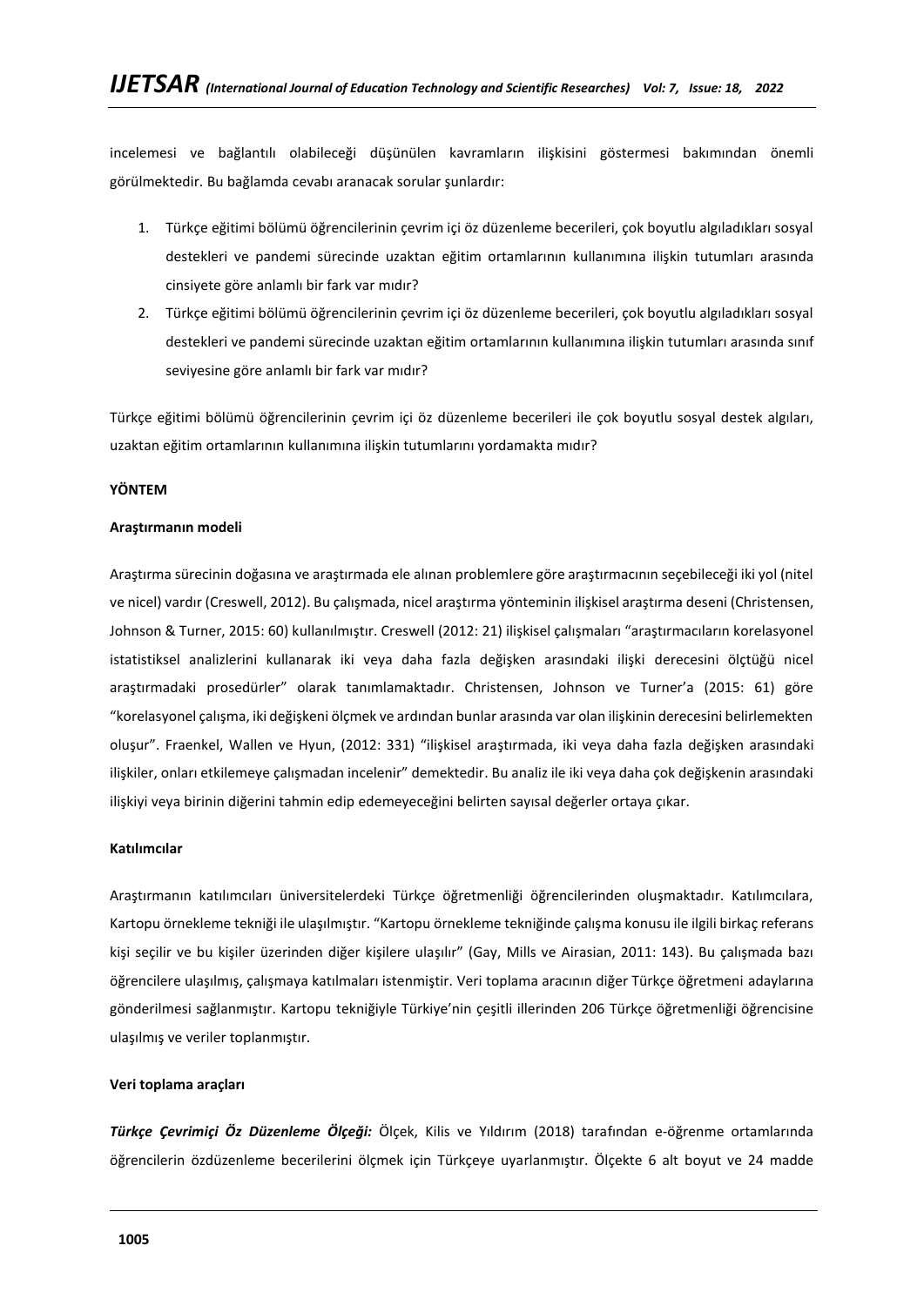incelemesi ve bağlantılı olabileceği düşünülen kavramların ilişkisini göstermesi bakımından önemli görülmektedir. Bu bağlamda cevabı aranacak sorular şunlardır:

1. Türkçe eğitimi bölümü öğrencilerinin çevrim içi öz düzenleme becerileri, çok boyutlu algıladıkları sosyal destekleri ve pandemi sürecinde uzaktan eğitim ortamlarının kullanımına ilişkin tutumları arasında cinsiyete göre anlamlı bir fark var mıdır?
2. Türkçe eğitimi bölümü öğrencilerinin çevrim içi öz düzenleme becerileri, çok boyutlu algıladıkları sosyal destekleri ve pandemi sürecinde uzaktan eğitim ortamlarının kullanımına ilişkin tutumları arasında sınıf seviyesine göre anlamlı bir fark var mıdır?

Türkçe eğitimi bölümü öğrencilerinin çevrim içi öz düzenleme becerileri ile çok boyutlu sosyal destek algıları, uzaktan eğitim ortamlarının kullanımına ilişkin tutumlarını yordamakta mıdır?

## YÖNTEM

### Araştırmanın modeli

Araştırma sürecinin doğasına ve araştırmada ele alınan problemlere göre araştırmacının seçebileceği iki yol (nitel ve nicel) vardır (Creswell, 2012). Bu çalışmada, nicel araştırma yönteminin ilişkisel araştırma deseni (Christensen, Johnson & Turner, 2015: 60) kullanılmıştır. Creswell (2012: 21) ilişkisel çalışmaları "araştırmacıların korelasyonel istatistiksel analizlerini kullanarak iki veya daha fazla değişken arasındaki ilişki derecesini ölçtüğü nicel araştırmadaki prosedürler" olarak tanımlamaktadır. Christensen, Johnson ve Turner'a (2015: 61) göre "korelasyonel çalışma, iki değişkeni ölçmek ve ardından bunlar arasında var olan ilişkinin derecesini belirlemekten oluşur". Fraenkel, Wallen ve Hyun, (2012: 331) "ilişkisel araştırmada, iki veya daha fazla değişken arasındaki ilişkiler, onları etkilemeye çalışmadan incelenir" demektedir. Bu analiz ile iki veya daha çok değişkenin arasındaki ilişkiyi veya birinin diğerini tahmin edip edemeyeceğini belirten sayısal değerler ortaya çıkar.

### Katılımcılar

Araştırmanın katılımcıları üniversitelerdeki Türkçe öğretmenliği öğrencilerinden oluşmaktadır. Katılımcılara, Kartopu örnekleme tekniği ile ulaşılmıştır. "Kartopu örnekleme tekniğinde çalışma konusu ile ilgili birkaç referans kişi seçilir ve bu kişiler üzerinden diğer kişilere ulaşılır" (Gay, Mills ve Airasian, 2011: 143). Bu çalışmada bazı öğrencilere ulaşılmış, çalışmaya katılmaları istenmiştir. Veri toplama aracının diğer Türkçe öğretmeni adaylarına gönderilmesi sağlanmıştır. Kartopu tekniğiyle Türkiye'nin çeşitli illerinden 206 Türkçe öğretmenliği öğrencisine ulaşılmış ve veriler toplanmıştır.

### Veri toplama araçları

***Türkçe Çevrimiçi Öz Düzenleme Ölçeği:*** Ölçek, Kilis ve Yıldırım (2018) tarafından e-öğrenme ortamlarında öğrencilerin özdüzenleme becerilerini ölçmek için Türkçeye uyarlanmıştır. Ölçekte 6 alt boyut ve 24 madde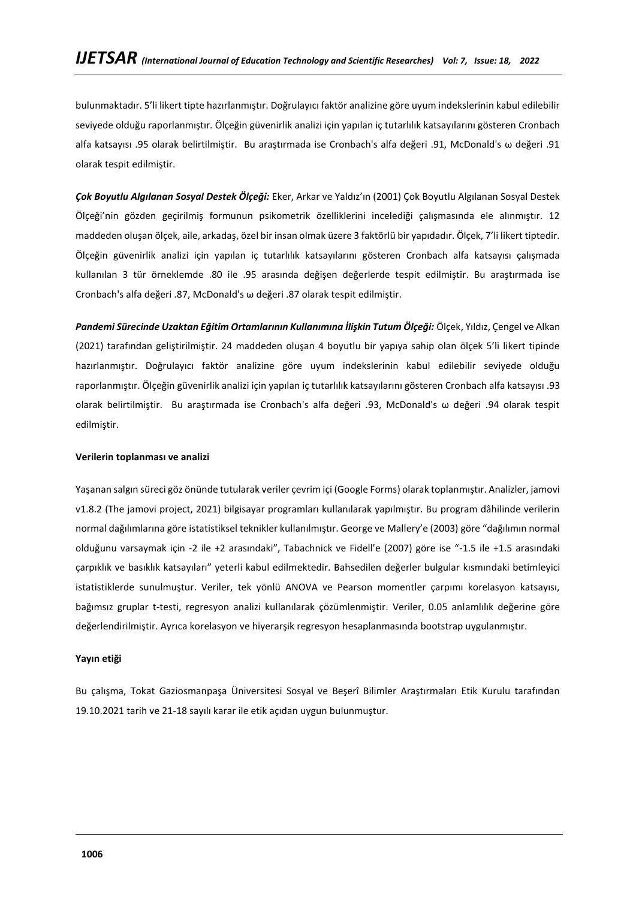bulunmaktadır. 5'li likert tipte hazırlanmıştır. Doğrulayıcı faktör analizine göre uyum indekslerinin kabul edilebilir seviyede olduğu raporlanmıştır. Ölçeğin güvenirlik analizi için yapılan iç tutarlılık katsayılarını gösteren Cronbach alfa katsayısı .95 olarak belirtilmiştir. Bu araştırmada ise Cronbach's alfa değeri .91, McDonald's ω değeri .91 olarak tespit edilmiştir.

***Çok Boyutlu Algılanan Sosyal Destek Ölçeği:*** Eker, Arkar ve Yaldız'ın (2001) Çok Boyutlu Algılanan Sosyal Destek Ölçeği'nin gözden geçirilmiş formunun psikometrik özelliklerini incelediği çalışmasında ele alınmıştır. 12 maddeden oluşan ölçek, aile, arkadaş, özel bir insan olmak üzere 3 faktörlü bir yapıdadır. Ölçek, 7'li likert tiptedir. Ölçeğin güvenirlik analizi için yapılan iç tutarlılık katsayılarını gösteren Cronbach alfa katsayısı çalışmada kullanılan 3 tür örneklemde .80 ile .95 arasında değişen değerlerde tespit edilmiştir. Bu araştırmada ise Cronbach's alfa değeri .87, McDonald's ω değeri .87 olarak tespit edilmiştir.

***Pandemi Sürecinde Uzaktan Eğitim Ortamlarının Kullanımına İlişkin Tutum Ölçeği:*** Ölçek, Yıldız, Çengel ve Alkan (2021) tarafından geliştirilmiştir. 24 maddeden oluşan 4 boyutlu bir yapıya sahip olan ölçek 5'li likert tipinde hazırlanmıştır. Doğrulayıcı faktör analizine göre uyum indekslerinin kabul edilebilir seviyede olduğu raporlanmıştır. Ölçeğin güvenirlik analizi için yapılan iç tutarlılık katsayılarını gösteren Cronbach alfa katsayısı .93 olarak belirtilmiştir. Bu araştırmada ise Cronbach's alfa değeri .93, McDonald's ω değeri .94 olarak tespit edilmiştir.

**Verilerin toplanması ve analizi**

Yaşanan salgın süreci göz önünde tutularak veriler çevrim içi (Google Forms) olarak toplanmıştır. Analizler, jamovi v1.8.2 (The jamovi project, 2021) bilgisayar programları kullanılarak yapılmıştır. Bu program dâhilinde verilerin normal dağılımlarına göre istatistiksel teknikler kullanılmıştır. George ve Mallery'e (2003) göre "dağılımın normal olduğunu varsaymak için -2 ile +2 arasındaki", Tabachnick ve Fidell'e (2007) göre ise "-1.5 ile +1.5 arasındaki çarpıklık ve basıklık katsayıları" yeterli kabul edilmektedir. Bahsedilen değerler bulgular kısmındaki betimleyici istatistiklerde sunulmuştur. Veriler, tek yönlü ANOVA ve Pearson momentler çarpımı korelasyon katsayısı, bağımsız gruplar t-testi, regresyon analizi kullanılarak çözümlenmiştir. Veriler, 0.05 anlamlılık değerine göre değerlendirilmiştir. Ayrıca korelasyon ve hiyerarşik regresyon hesaplanmasında bootstrap uygulanmıştır.

**Yayın etiği**

Bu çalışma, Tokat Gaziosmanpaşa Üniversitesi Sosyal ve Beşerî Bilimler Araştırmaları Etik Kurulu tarafından 19.10.2021 tarih ve 21-18 sayılı karar ile etik açıdan uygun bulunmuştur.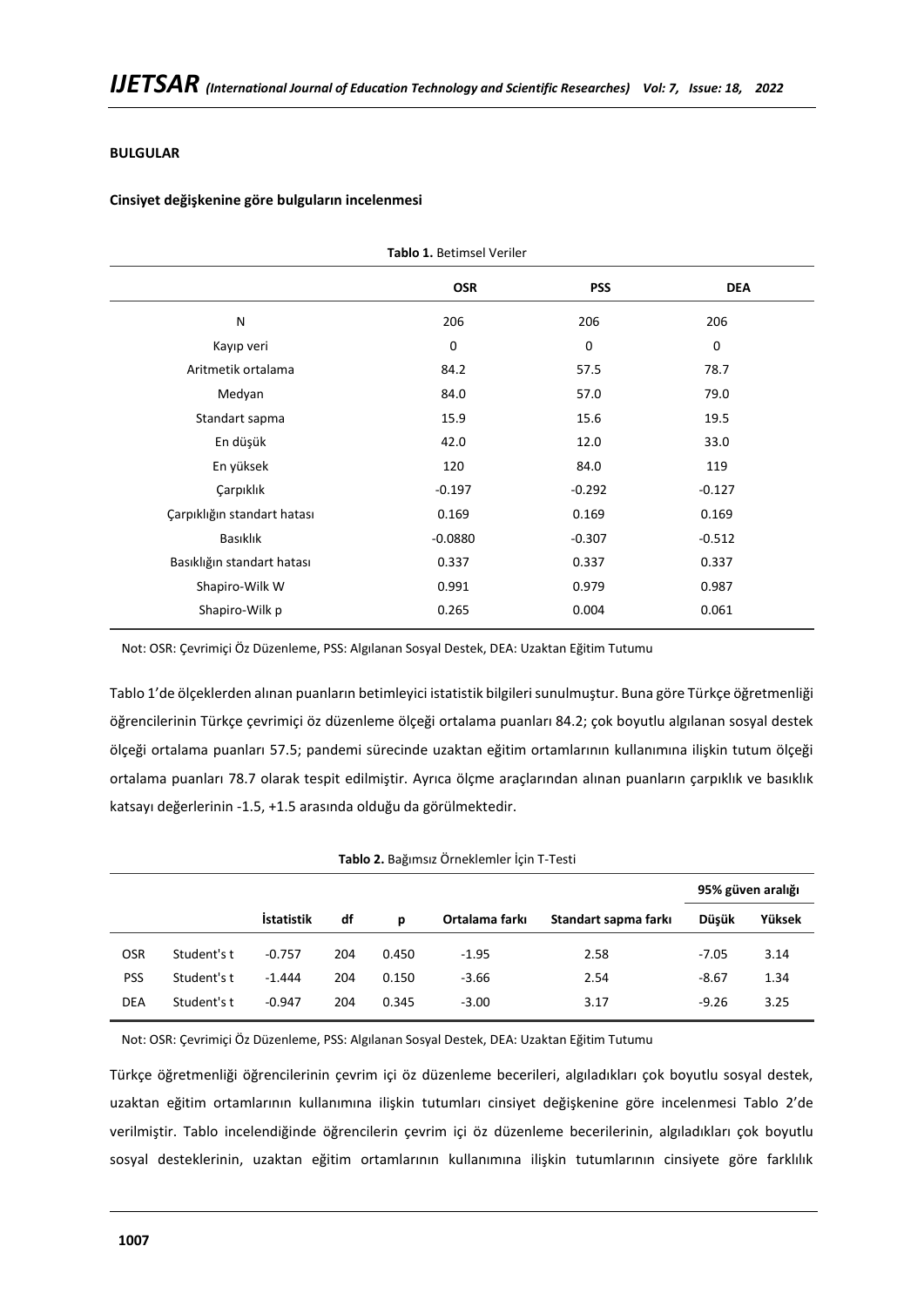**BULGULAR**

**Cinsiyet değişkenine göre bulguların incelenmesi**

**Tablo 1.** Betimsel Veriler

| | OSR | PSS | DEA |
|---|---|---|---|
| N | 206 | 206 | 206 |
| Kayıp veri | 0 | 0 | 0 |
| Aritmetik ortalama | 84.2 | 57.5 | 78.7 |
| Medyan | 84.0 | 57.0 | 79.0 |
| Standart sapma | 15.9 | 15.6 | 19.5 |
| En düşük | 42.0 | 12.0 | 33.0 |
| En yüksek | 120 | 84.0 | 119 |
| Çarpıklık | -0.197 | -0.292 | -0.127 |
| Çarpıklığın standart hatası | 0.169 | 0.169 | 0.169 |
| Basıklık | -0.0880 | -0.307 | -0.512 |
| Basıklığın standart hatası | 0.337 | 0.337 | 0.337 |
| Shapiro-Wilk W | 0.991 | 0.979 | 0.987 |
| Shapiro-Wilk p | 0.265 | 0.004 | 0.061 |

Not: OSR: Çevrimiçi Öz Düzenleme, PSS: Algılanan Sosyal Destek, DEA: Uzaktan Eğitim Tutumu

Tablo 1'de ölçeklerden alınan puanların betimleyici istatistik bilgileri sunulmuştur. Buna göre Türkçe öğretmenliği öğrencilerinin Türkçe çevrimiçi öz düzenleme ölçeği ortalama puanları 84.2; çok boyutlu algılanan sosyal destek ölçeği ortalama puanları 57.5; pandemi sürecinde uzaktan eğitim ortamlarının kullanımına ilişkin tutum ölçeği ortalama puanları 78.7 olarak tespit edilmiştir. Ayrıca ölçme araçlarından alınan puanların çarpıklık ve basıklık katsayı değerlerinin -1.5, +1.5 arasında olduğu da görülmektedir.

**Tablo 2.** Bağımsız Örneklemler İçin T-Testi

| | | İstatistik | df | p | Ortalama farkı | Standart sapma farkı | 95% güven aralığı | |
|---|---|---|---|---|---|---|---|---|
| | | | | | | | Düşük | Yüksek |
| OSR | Student's t | -0.757 | 204 | 0.450 | -1.95 | 2.58 | -7.05 | 3.14 |
| PSS | Student's t | -1.444 | 204 | 0.150 | -3.66 | 2.54 | -8.67 | 1.34 |
| DEA | Student's t | -0.947 | 204 | 0.345 | -3.00 | 3.17 | -9.26 | 3.25 |

Not: OSR: Çevrimiçi Öz Düzenleme, PSS: Algılanan Sosyal Destek, DEA: Uzaktan Eğitim Tutumu

Türkçe öğretmenliği öğrencilerinin çevrim içi öz düzenleme becerileri, algıladıkları çok boyutlu sosyal destek, uzaktan eğitim ortamlarının kullanımına ilişkin tutumları cinsiyet değişkenine göre incelenmesi Tablo 2'de verilmiştir. Tablo incelendiğinde öğrencilerin çevrim içi öz düzenleme becerilerinin, algıladıkları çok boyutlu sosyal desteklerinin, uzaktan eğitim ortamlarının kullanımına ilişkin tutumlarının cinsiyete göre farklılık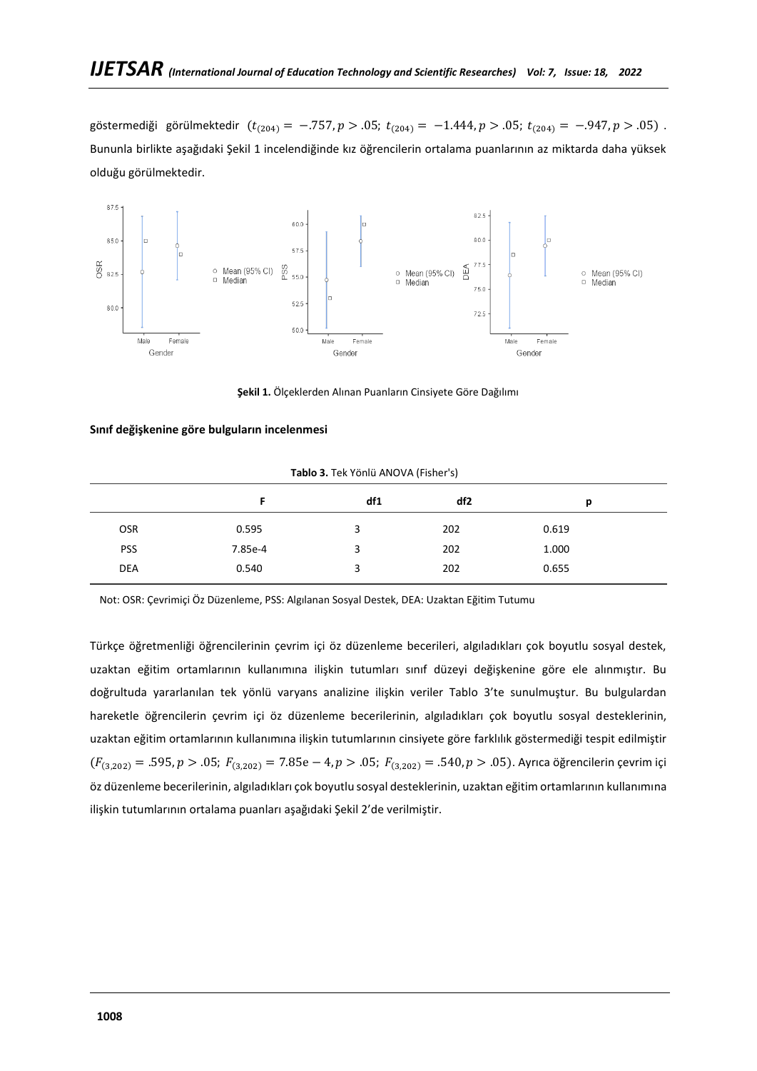göstermediği görülmektedir ($t_{(204)} = -.757, p > .05$; $t_{(204)} = -1.444, p > .05$; $t_{(204)} = -.947, p > .05$). Bununla birlikte aşağıdaki Şekil 1 incelendiğinde kız öğrencilerin ortalama puanlarının az miktarda daha yüksek olduğu görülmektedir.

**Şekil 1.** Ölçeklerden Alınan Puanların Cinsiyete Göre Dağılımı

**Sınıf değişkenine göre bulguların incelenmesi**

**Tablo 3.** Tek Yönlü ANOVA (Fisher's)

| | F | df1 | df2 | p |
|---|---|---|---|---|
| OSR | 0.595 | 3 | 202 | 0.619 |
| PSS | 7.85e-4 | 3 | 202 | 1.000 |
| DEA | 0.540 | 3 | 202 | 0.655 |

Not: OSR: Çevrimiçi Öz Düzenleme, PSS: Algılanan Sosyal Destek, DEA: Uzaktan Eğitim Tutumu

Türkçe öğretmenliği öğrencilerinin çevrim içi öz düzenleme becerileri, algıladıkları çok boyutlu sosyal destek, uzaktan eğitim ortamlarının kullanımına ilişkin tutumları sınıf düzeyi değişkenine göre ele alınmıştır. Bu doğrultuda yararlanılan tek yönlü varyans analizine ilişkin veriler Tablo 3'te sunulmuştur. Bu bulgulardan hareketle öğrencilerin çevrim içi öz düzenleme becerilerinin, algıladıkları çok boyutlu sosyal desteklerinin, uzaktan eğitim ortamlarının kullanımına ilişkin tutumlarının cinsiyete göre farklılık göstermediği tespit edilmiştir ($F_{(3,202)} = .595, p > .05$; $F_{(3,202)} = 7.85\text{e} - 4, p > .05$; $F_{(3,202)} = .540, p > .05$). Ayrıca öğrencilerin çevrim içi öz düzenleme becerilerinin, algıladıkları çok boyutlu sosyal desteklerinin, uzaktan eğitim ortamlarının kullanımına ilişkin tutumlarının ortalama puanları aşağıdaki Şekil 2'de verilmiştir.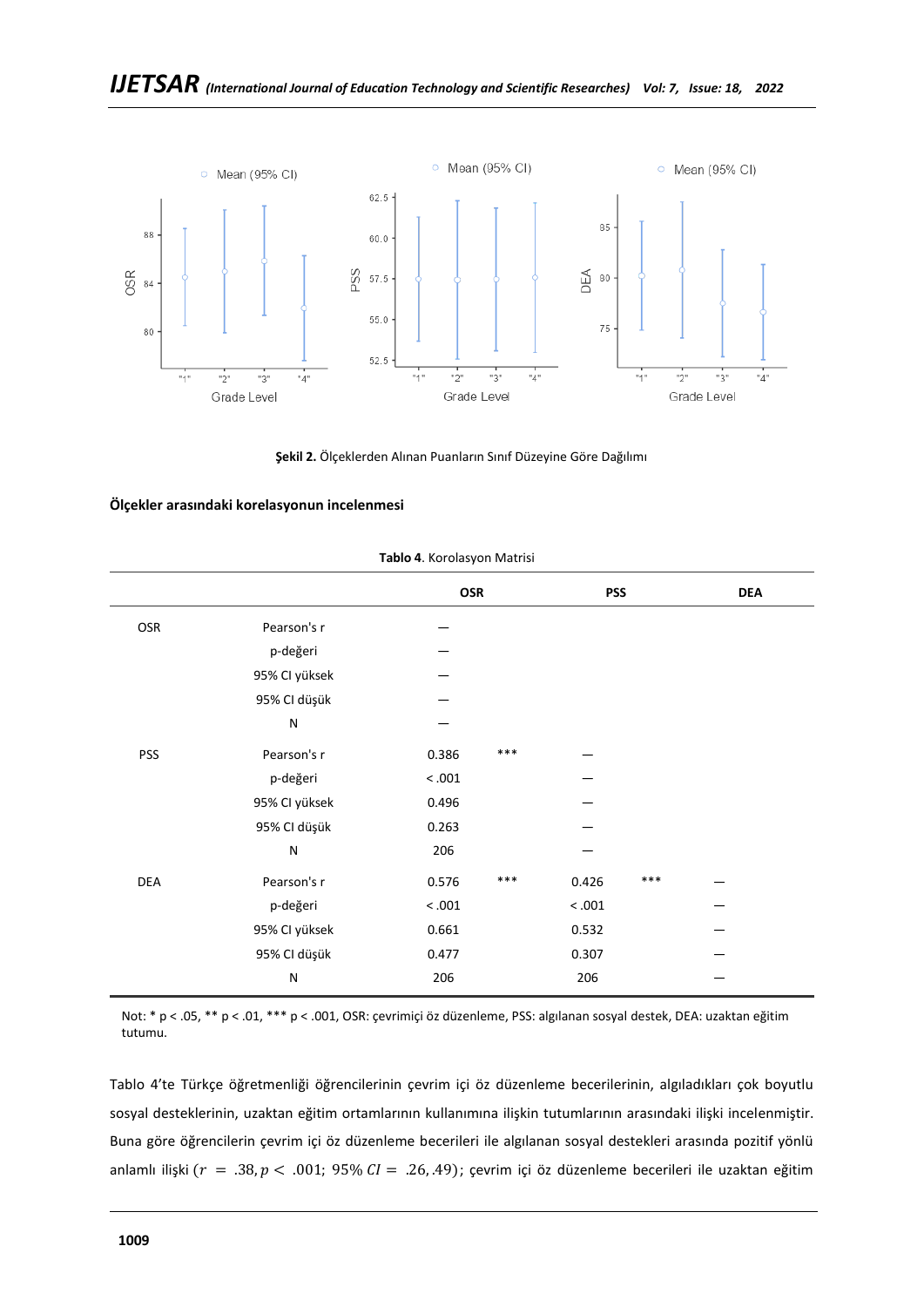**Şekil 2.** Ölçeklerden Alınan Puanların Sınıf Düzeyine Göre Dağılımı

**Ölçekler arasındaki korelasyonun incelenmesi**

**Tablo 4**. Korolasyon Matrisi

| | | OSR | | PSS | | DEA |
|---|---|---|---|---|---|---|
| OSR | Pearson's r | — | | | | |
| | p-değeri | — | | | | |
| | 95% CI yüksek | — | | | | |
| | 95% CI düşük | — | | | | |
| | N | — | | | | |
| PSS | Pearson's r | 0.386 | *** | — | | |
| | p-değeri | < .001 | | — | | |
| | 95% CI yüksek | 0.496 | | — | | |
| | 95% CI düşük | 0.263 | | — | | |
| | N | 206 | | — | | |
| DEA | Pearson's r | 0.576 | *** | 0.426 | *** | — |
| | p-değeri | < .001 | | < .001 | | — |
| | 95% CI yüksek | 0.661 | | 0.532 | | — |
| | 95% CI düşük | 0.477 | | 0.307 | | — |
| | N | 206 | | 206 | | — |

Not: * p < .05, ** p < .01, *** p < .001, OSR: çevrimiçi öz düzenleme, PSS: algılanan sosyal destek, DEA: uzaktan eğitim tutumu.

Tablo 4'te Türkçe öğretmenliği öğrencilerinin çevrim içi öz düzenleme becerilerinin, algıladıkları çok boyutlu sosyal desteklerinin, uzaktan eğitim ortamlarının kullanımına ilişkin tutumlarının arasındaki ilişki incelenmiştir. Buna göre öğrencilerin çevrim içi öz düzenleme becerileri ile algılanan sosyal destekleri arasında pozitif yönlü anlamlı ilişki ($r = .38, p < .001$; $95\% \; CI = .26, .49$); çevrim içi öz düzenleme becerileri ile uzaktan eğitim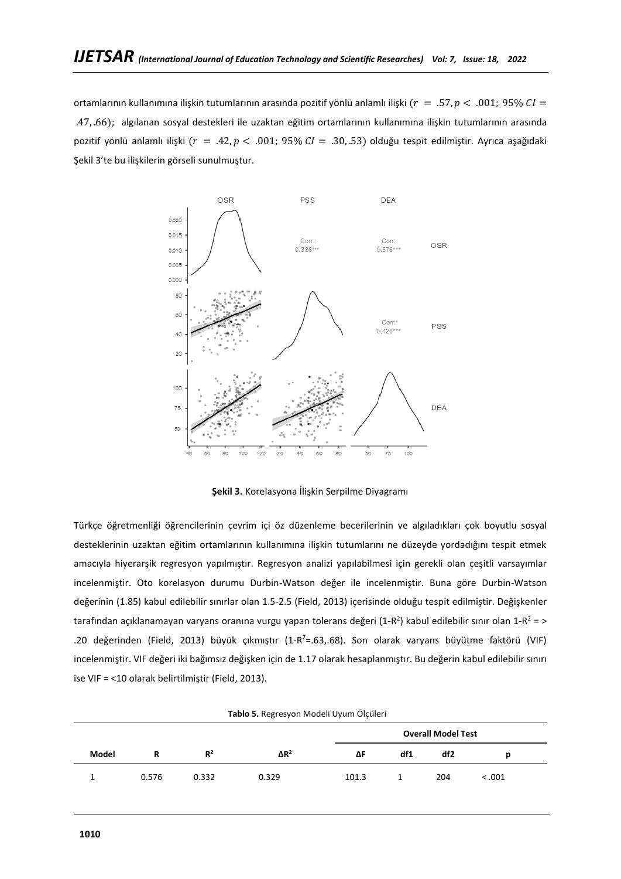ortamlarının kullanımına ilişkin tutumlarının arasında pozitif yönlü anlamlı ilişki ($r = .57, p < .001$; $95\%\ CI = .47, .66$); algılanan sosyal destekleri ile uzaktan eğitim ortamlarının kullanımına ilişkin tutumlarının arasında pozitif yönlü anlamlı ilişki ($r = .42, p < .001$; $95\%\ CI = .30, .53$) olduğu tespit edilmiştir. Ayrıca aşağıdaki Şekil 3'te bu ilişkilerin görseli sunulmuştur.

**Şekil 3.** Korelasyona İlişkin Serpilme Diyagramı

Türkçe öğretmenliği öğrencilerinin çevrim içi öz düzenleme becerilerinin ve algıladıkları çok boyutlu sosyal desteklerinin uzaktan eğitim ortamlarının kullanımına ilişkin tutumlarını ne düzeyde yordadığını tespit etmek amacıyla hiyerarşik regresyon yapılmıştır. Regresyon analizi yapılabilmesi için gerekli olan çeşitli varsayımlar incelenmiştir. Oto korelasyon durumu Durbin-Watson değer ile incelenmiştir. Buna göre Durbin-Watson değerinin (1.85) kabul edilebilir sınırlar olan 1.5-2.5 (Field, 2013) içerisinde olduğu tespit edilmiştir. Değişkenler tarafından açıklanamayan varyans oranına vurgu yapan tolerans değeri ($1\text{-}R^2$) kabul edilebilir sınır olan $1\text{-}R^2$ = > .20 değerinden (Field, 2013) büyük çıkmıştır ($1\text{-}R^2$=.63,.68). Son olarak varyans büyütme faktörü (VIF) incelenmiştir. VIF değeri iki bağımsız değişken için de 1.17 olarak hesaplanmıştır. Bu değerin kabul edilebilir sınırı ise VIF = <10 olarak belirtilmiştir (Field, 2013).

**Tablo 5.** Regresyon Modeli Uyum Ölçüleri

| | | | | Overall Model Test | | | |
|---|---|---|---|---|---|---|---|
| **Model** | **R** | **R²** | **ΔR²** | **ΔF** | **df1** | **df2** | **p** |
| 1 | 0.576 | 0.332 | 0.329 | 101.3 | 1 | 204 | < .001 |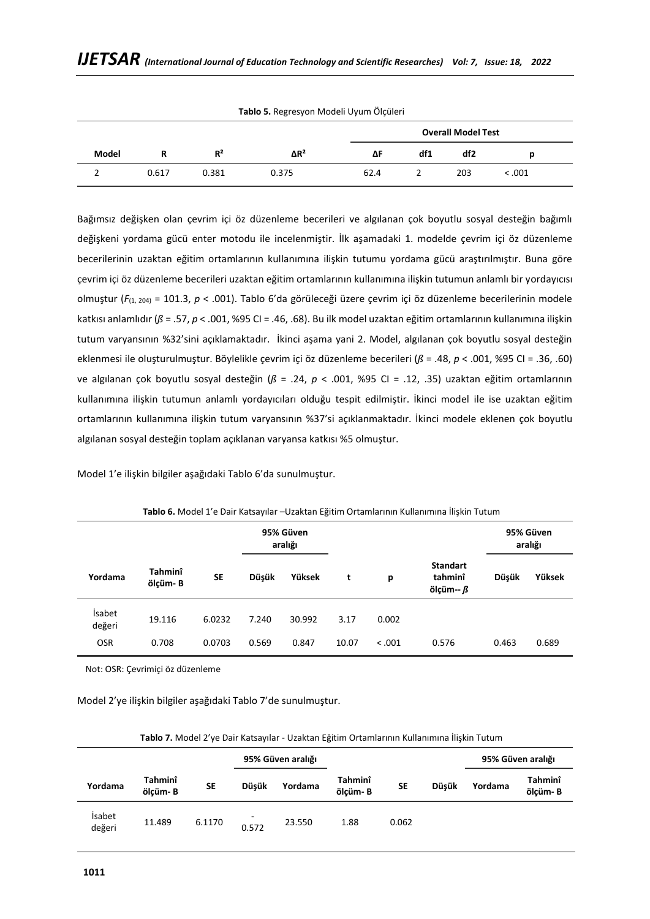**Tablo 5.** Regresyon Modeli Uyum Ölçüleri

| | | | | Overall Model Test | | | |
|---|---|---|---|---|---|---|---|
| Model | R | R² | ΔR² | ΔF | df1 | df2 | p |
| 2 | 0.617 | 0.381 | 0.375 | 62.4 | 2 | 203 | < .001 |

Bağımsız değişken olan çevrim içi öz düzenleme becerileri ve algılanan çok boyutlu sosyal desteğin bağımlı değişkeni yordama gücü enter motodu ile incelenmiştir. İlk aşamadaki 1. modelde çevrim içi öz düzenleme becerilerinin uzaktan eğitim ortamlarının kullanımına ilişkin tutumu yordama gücü araştırılmıştır. Buna göre çevrim içi öz düzenleme becerileri uzaktan eğitim ortamlarının kullanımına ilişkin tutumun anlamlı bir yordayıcısı olmuştur ($F_{(1, 204)}$ = 101.3, *p* < .001). Tablo 6'da görüleceği üzere çevrim içi öz düzenleme becerilerinin modele katkısı anlamlıdır (*ß* = .57, *p* < .001, %95 CI = .46, .68). Bu ilk model uzaktan eğitim ortamlarının kullanımına ilişkin tutum varyansının %32'sini açıklamaktadır. İkinci aşama yani 2. Model, algılanan çok boyutlu sosyal desteğin eklenmesi ile oluşturulmuştur. Böylelikle çevrim içi öz düzenleme becerileri (*ß* = .48, *p* < .001, %95 CI = .36, .60) ve algılanan çok boyutlu sosyal desteğin (*ß* = .24, *p* < .001, %95 CI = .12, .35) uzaktan eğitim ortamlarının kullanımına ilişkin tutumun anlamlı yordayıcıları olduğu tespit edilmiştir. İkinci model ile ise uzaktan eğitim ortamlarının kullanımına ilişkin tutum varyansının %37'si açıklanmaktadır. İkinci modele eklenen çok boyutlu algılanan sosyal desteğin toplam açıklanan varyansa katkısı %5 olmuştur.

Model 1'e ilişkin bilgiler aşağıdaki Tablo 6'da sunulmuştur.

**Tablo 6.** Model 1'e Dair Katsayılar –Uzaktan Eğitim Ortamlarının Kullanımına İlişkin Tutum

| | | | 95% Güven aralığı | | | | | 95% Güven aralığı | |
|---|---|---|---|---|---|---|---|---|---|
| Yordama | Tahminî ölçüm- B | SE | Düşük | Yüksek | t | p | Standart tahminî ölçüm-- *ß* | Düşük | Yüksek |
| İsabet değeri | 19.116 | 6.0232 | 7.240 | 30.992 | 3.17 | 0.002 | | | |
| OSR | 0.708 | 0.0703 | 0.569 | 0.847 | 10.07 | < .001 | 0.576 | 0.463 | 0.689 |

Not: OSR: Çevrimiçi öz düzenleme

Model 2'ye ilişkin bilgiler aşağıdaki Tablo 7'de sunulmuştur.

**Tablo 7.** Model 2'ye Dair Katsayılar - Uzaktan Eğitim Ortamlarının Kullanımına İlişkin Tutum

| | | | 95% Güven aralığı | | | | | 95% Güven aralığı | |
|---|---|---|---|---|---|---|---|---|---|
| Yordama | Tahminî ölçüm- B | SE | Düşük | Yordama | Tahminî ölçüm- B | SE | Düşük | Yordama | Tahminî ölçüm- B |
| İsabet değeri | 11.489 | 6.1170 | -0.572 | 23.550 | 1.88 | 0.062 | | | |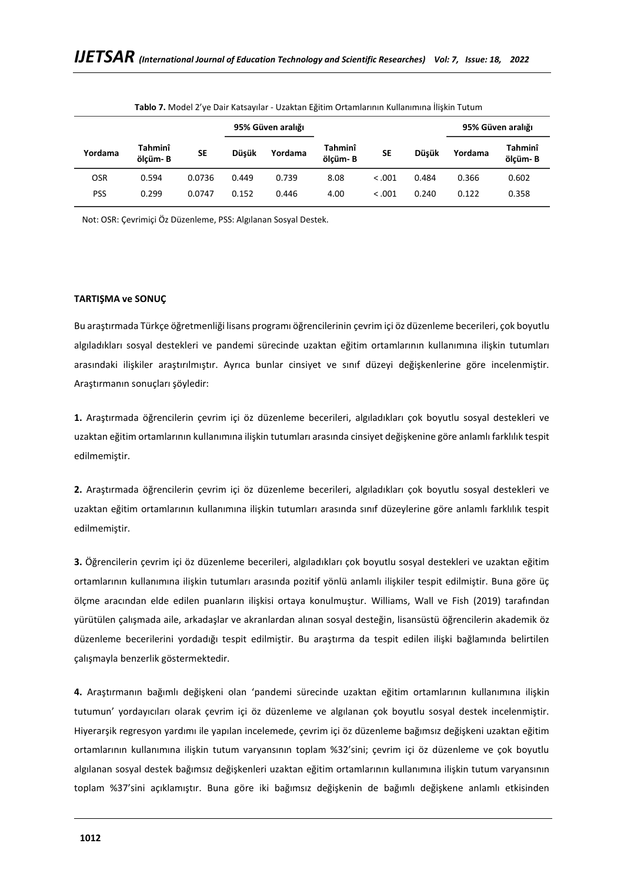**Tablo 7.** Model 2'ye Dair Katsayılar - Uzaktan Eğitim Ortamlarının Kullanımına İlişkin Tutum

| | | | 95% Güven aralığı | | | | | 95% Güven aralığı | |
|---|---|---|---|---|---|---|---|---|---|
| Yordama | Tahminî ölçüm- B | SE | Düşük | Yordama | Tahminî ölçüm- B | SE | Düşük | Yordama | Tahminî ölçüm- B |
| OSR | 0.594 | 0.0736 | 0.449 | 0.739 | 8.08 | < .001 | 0.484 | 0.366 | 0.602 |
| PSS | 0.299 | 0.0747 | 0.152 | 0.446 | 4.00 | < .001 | 0.240 | 0.122 | 0.358 |

Not: OSR: Çevrimiçi Öz Düzenleme, PSS: Algılanan Sosyal Destek.

**TARTIŞMA ve SONUÇ**

Bu araştırmada Türkçe öğretmenliği lisans programı öğrencilerinin çevrim içi öz düzenleme becerileri, çok boyutlu algıladıkları sosyal destekleri ve pandemi sürecinde uzaktan eğitim ortamlarının kullanımına ilişkin tutumları arasındaki ilişkiler araştırılmıştır. Ayrıca bunlar cinsiyet ve sınıf düzeyi değişkenlerine göre incelenmiştir. Araştırmanın sonuçları şöyledir:

**1.** Araştırmada öğrencilerin çevrim içi öz düzenleme becerileri, algıladıkları çok boyutlu sosyal destekleri ve uzaktan eğitim ortamlarının kullanımına ilişkin tutumları arasında cinsiyet değişkenine göre anlamlı farklılık tespit edilmemiştir.

**2.** Araştırmada öğrencilerin çevrim içi öz düzenleme becerileri, algıladıkları çok boyutlu sosyal destekleri ve uzaktan eğitim ortamlarının kullanımına ilişkin tutumları arasında sınıf düzeylerine göre anlamlı farklılık tespit edilmemiştir.

**3.** Öğrencilerin çevrim içi öz düzenleme becerileri, algıladıkları çok boyutlu sosyal destekleri ve uzaktan eğitim ortamlarının kullanımına ilişkin tutumları arasında pozitif yönlü anlamlı ilişkiler tespit edilmiştir. Buna göre üç ölçme aracından elde edilen puanların ilişkisi ortaya konulmuştur. Williams, Wall ve Fish (2019) tarafından yürütülen çalışmada aile, arkadaşlar ve akranlardan alınan sosyal desteğin, lisansüstü öğrencilerin akademik öz düzenleme becerilerini yordadığı tespit edilmiştir. Bu araştırma da tespit edilen ilişki bağlamında belirtilen çalışmayla benzerlik göstermektedir.

**4.** Araştırmanın bağımlı değişkeni olan 'pandemi sürecinde uzaktan eğitim ortamlarının kullanımına ilişkin tutumun' yordayıcıları olarak çevrim içi öz düzenleme ve algılanan çok boyutlu sosyal destek incelenmiştir. Hiyerarşik regresyon yardımı ile yapılan incelemede, çevrim içi öz düzenleme bağımsız değişkeni uzaktan eğitim ortamlarının kullanımına ilişkin tutum varyansının toplam %32'sini; çevrim içi öz düzenleme ve çok boyutlu algılanan sosyal destek bağımsız değişkenleri uzaktan eğitim ortamlarının kullanımına ilişkin tutum varyansının toplam %37'sini açıklamıştır. Buna göre iki bağımsız değişkenin de bağımlı değişkene anlamlı etkisinden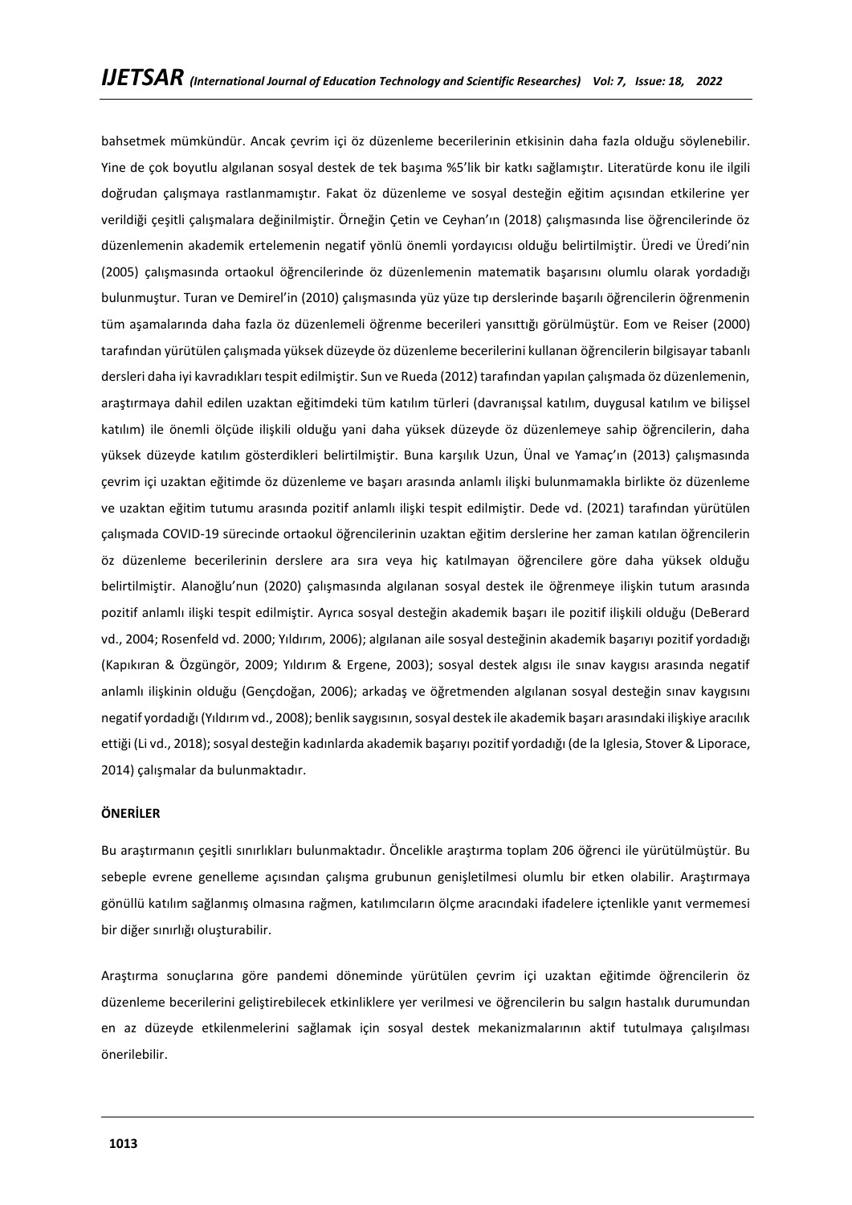bahsetmek mümkündür. Ancak çevrim içi öz düzenleme becerilerinin etkisinin daha fazla olduğu söylenebilir. Yine de çok boyutlu algılanan sosyal destek de tek başıma %5'lik bir katkı sağlamıştır. Literatürde konu ile ilgili doğrudan çalışmaya rastlanmamıştır. Fakat öz düzenleme ve sosyal desteğin eğitim açısından etkilerine yer verildiği çeşitli çalışmalara değinilmiştir. Örneğin Çetin ve Ceyhan'ın (2018) çalışmasında lise öğrencilerinde öz düzenlemenin akademik ertelemenin negatif yönlü önemli yordayıcısı olduğu belirtilmiştir. Üredi ve Üredi'nin (2005) çalışmasında ortaokul öğrencilerinde öz düzenlemenin matematik başarısını olumlu olarak yordadığı bulunmuştur. Turan ve Demirel'in (2010) çalışmasında yüz yüze tıp derslerinde başarılı öğrencilerin öğrenmenin tüm aşamalarında daha fazla öz düzenlemeli öğrenme becerileri yansıttığı görülmüştür. Eom ve Reiser (2000) tarafından yürütülen çalışmada yüksek düzeyde öz düzenleme becerilerini kullanan öğrencilerin bilgisayar tabanlı dersleri daha iyi kavradıkları tespit edilmiştir. Sun ve Rueda (2012) tarafından yapılan çalışmada öz düzenlemenin, araştırmaya dahil edilen uzaktan eğitimdeki tüm katılım türleri (davranışsal katılım, duygusal katılım ve bilişsel katılım) ile önemli ölçüde ilişkili olduğu yani daha yüksek düzeyde öz düzenlemeye sahip öğrencilerin, daha yüksek düzeyde katılım gösterdikleri belirtilmiştir. Buna karşılık Uzun, Ünal ve Yamaç'ın (2013) çalışmasında çevrim içi uzaktan eğitimde öz düzenleme ve başarı arasında anlamlı ilişki bulunmamakla birlikte öz düzenleme ve uzaktan eğitim tutumu arasında pozitif anlamlı ilişki tespit edilmiştir. Dede vd. (2021) tarafından yürütülen çalışmada COVID-19 sürecinde ortaokul öğrencilerinin uzaktan eğitim derslerine her zaman katılan öğrencilerin öz düzenleme becerilerinin derslere ara sıra veya hiç katılmayan öğrencilere göre daha yüksek olduğu belirtilmiştir. Alanoğlu'nun (2020) çalışmasında algılanan sosyal destek ile öğrenmeye ilişkin tutum arasında pozitif anlamlı ilişki tespit edilmiştir. Ayrıca sosyal desteğin akademik başarı ile pozitif ilişkili olduğu (DeBerard vd., 2004; Rosenfeld vd. 2000; Yıldırım, 2006); algılanan aile sosyal desteğinin akademik başarıyı pozitif yordadığı (Kapıkıran & Özgüngör, 2009; Yıldırım & Ergene, 2003); sosyal destek algısı ile sınav kaygısı arasında negatif anlamlı ilişkinin olduğu (Gençdoğan, 2006); arkadaş ve öğretmenden algılanan sosyal desteğin sınav kaygısını negatif yordadığı (Yıldırım vd., 2008); benlik saygısının, sosyal destek ile akademik başarı arasındaki ilişkiye aracılık ettiği (Li vd., 2018); sosyal desteğin kadınlarda akademik başarıyı pozitif yordadığı (de la Iglesia, Stover & Liporace, 2014) çalışmalar da bulunmaktadır.

## ÖNERİLER

Bu araştırmanın çeşitli sınırlıkları bulunmaktadır. Öncelikle araştırma toplam 206 öğrenci ile yürütülmüştür. Bu sebeple evrene genelleme açısından çalışma grubunun genişletilmesi olumlu bir etken olabilir. Araştırmaya gönüllü katılım sağlanmış olmasına rağmen, katılımcıların ölçme aracındaki ifadelere içtenlikle yanıt vermemesi bir diğer sınırlığı oluşturabilir.

Araştırma sonuçlarına göre pandemi döneminde yürütülen çevrim içi uzaktan eğitimde öğrencilerin öz düzenleme becerilerini geliştirebilecek etkinliklere yer verilmesi ve öğrencilerin bu salgın hastalık durumundan en az düzeyde etkilenmelerini sağlamak için sosyal destek mekanizmalarının aktif tutulmaya çalışılması önerilebilir.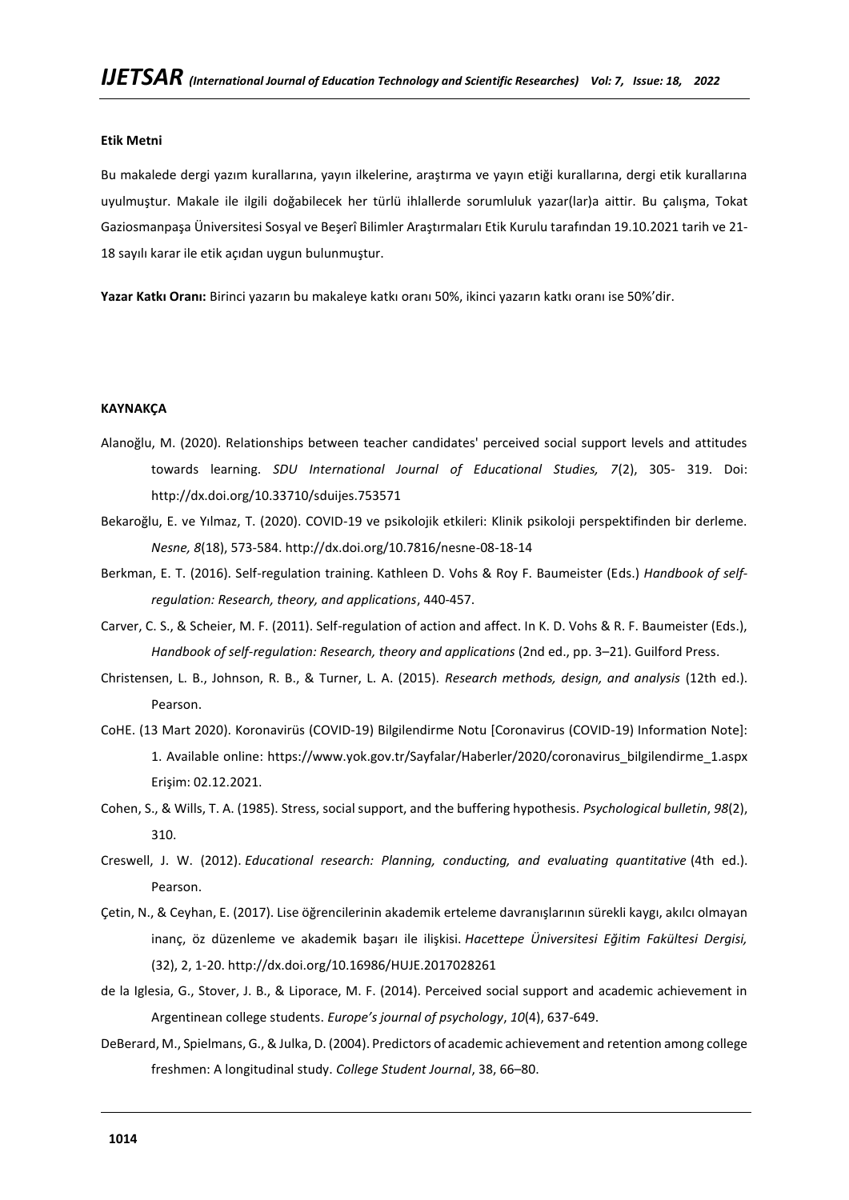**Etik Metni**

Bu makalede dergi yazım kurallarına, yayın ilkelerine, araştırma ve yayın etiği kurallarına, dergi etik kurallarına uyulmuştur. Makale ile ilgili doğabilecek her türlü ihlallerde sorumluluk yazar(lar)a aittir. Bu çalışma, Tokat Gaziosmanpaşa Üniversitesi Sosyal ve Beşerî Bilimler Araştırmaları Etik Kurulu tarafından 19.10.2021 tarih ve 21-18 sayılı karar ile etik açıdan uygun bulunmuştur.

**Yazar Katkı Oranı:** Birinci yazarın bu makaleye katkı oranı 50%, ikinci yazarın katkı oranı ise 50%'dir.

**KAYNAKÇA**

Alanoğlu, M. (2020). Relationships between teacher candidates' perceived social support levels and attitudes towards learning. *SDU International Journal of Educational Studies, 7*(2), 305- 319. Doi: http://dx.doi.org/10.33710/sduijes.753571

Bekaroğlu, E. ve Yılmaz, T. (2020). COVID-19 ve psikolojik etkileri: Klinik psikoloji perspektifinden bir derleme. *Nesne, 8*(18), 573-584. http://dx.doi.org/10.7816/nesne-08-18-14

Berkman, E. T. (2016). Self-regulation training. Kathleen D. Vohs & Roy F. Baumeister (Eds.) *Handbook of self-regulation: Research, theory, and applications*, 440-457.

Carver, C. S., & Scheier, M. F. (2011). Self-regulation of action and affect. In K. D. Vohs & R. F. Baumeister (Eds.), *Handbook of self-regulation: Research, theory and applications* (2nd ed., pp. 3–21). Guilford Press.

Christensen, L. B., Johnson, R. B., & Turner, L. A. (2015). *Research methods, design, and analysis* (12th ed.). Pearson.

CoHE. (13 Mart 2020). Koronavirüs (COVID-19) Bilgilendirme Notu [Coronavirus (COVID-19) Information Note]: 1. Available online: https://www.yok.gov.tr/Sayfalar/Haberler/2020/coronavirus_bilgilendirme_1.aspx Erişim: 02.12.2021.

Cohen, S., & Wills, T. A. (1985). Stress, social support, and the buffering hypothesis. *Psychological bulletin*, *98*(2), 310.

Creswell, J. W. (2012). *Educational research: Planning, conducting, and evaluating quantitative* (4th ed.). Pearson.

Çetin, N., & Ceyhan, E. (2017). Lise öğrencilerinin akademik erteleme davranışlarının sürekli kaygı, akılcı olmayan inanç, öz düzenleme ve akademik başarı ile ilişkisi. *Hacettepe Üniversitesi Eğitim Fakültesi Dergisi,* (32), 2, 1-20. http://dx.doi.org/10.16986/HUJE.2017028261

de la Iglesia, G., Stover, J. B., & Liporace, M. F. (2014). Perceived social support and academic achievement in Argentinean college students. *Europe's journal of psychology*, *10*(4), 637-649.

DeBerard, M., Spielmans, G., & Julka, D. (2004). Predictors of academic achievement and retention among college freshmen: A longitudinal study. *College Student Journal*, 38, 66–80.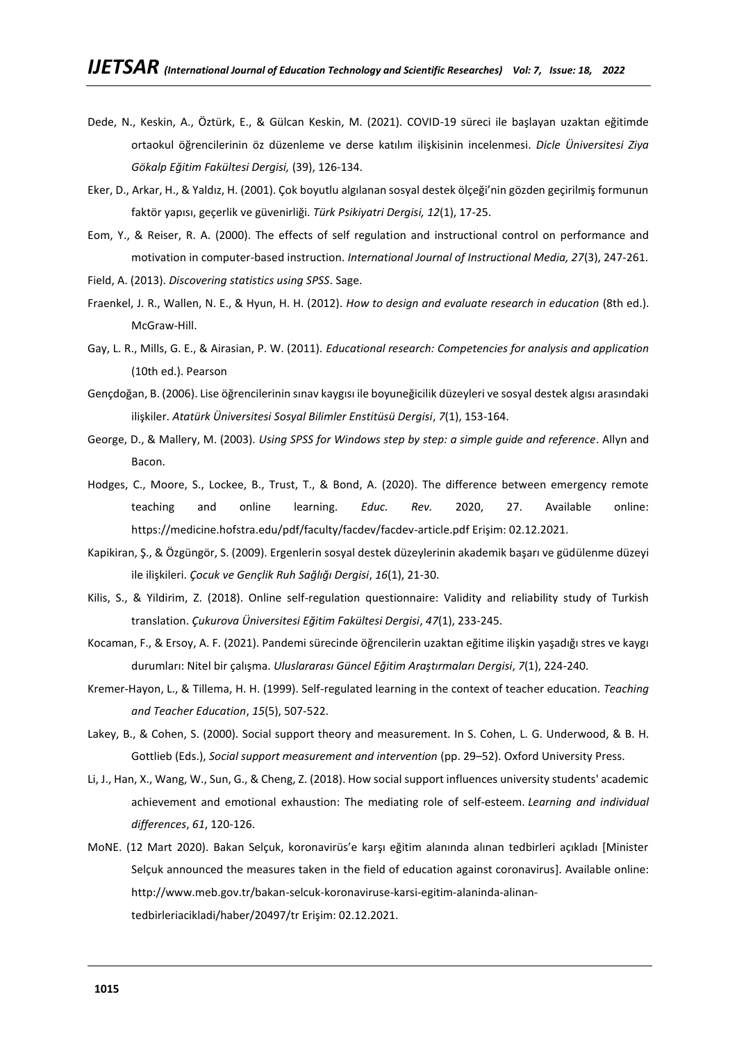Dede, N., Keskin, A., Öztürk, E., & Gülcan Keskin, M. (2021). COVID-19 süreci ile başlayan uzaktan eğitimde ortaokul öğrencilerinin öz düzenleme ve derse katılım ilişkisinin incelenmesi. *Dicle Üniversitesi Ziya Gökalp Eğitim Fakültesi Dergisi,* (39), 126-134.

Eker, D., Arkar, H., & Yaldız, H. (2001). Çok boyutlu algılanan sosyal destek ölçeği'nin gözden geçirilmiş formunun faktör yapısı, geçerlik ve güvenirliği. *Türk Psikiyatri Dergisi, 12*(1), 17-25.

Eom, Y., & Reiser, R. A. (2000). The effects of self regulation and instructional control on performance and motivation in computer-based instruction. *International Journal of Instructional Media, 27*(3), 247-261.

Field, A. (2013). *Discovering statistics using SPSS*. Sage.

Fraenkel, J. R., Wallen, N. E., & Hyun, H. H. (2012). *How to design and evaluate research in education* (8th ed.). McGraw-Hill.

Gay, L. R., Mills, G. E., & Airasian, P. W. (2011). *Educational research: Competencies for analysis and application* (10th ed.). Pearson

Gençdoğan, B. (2006). Lise öğrencilerinin sınav kaygısı ile boyuneğicilik düzeyleri ve sosyal destek algısı arasındaki ilişkiler. *Atatürk Üniversitesi Sosyal Bilimler Enstitüsü Dergisi*, *7*(1), 153-164.

George, D., & Mallery, M. (2003). *Using SPSS for Windows step by step: a simple guide and reference*. Allyn and Bacon.

Hodges, C., Moore, S., Lockee, B., Trust, T., & Bond, A. (2020). The difference between emergency remote teaching and online learning. *Educ. Rev.* 2020, 27. Available online: https://medicine.hofstra.edu/pdf/faculty/facdev/facdev-article.pdf Erişim: 02.12.2021.

Kapikiran, Ş., & Özgüngör, S. (2009). Ergenlerin sosyal destek düzeylerinin akademik başarı ve güdülenme düzeyi ile ilişkileri. *Çocuk ve Gençlik Ruh Sağlığı Dergisi*, *16*(1), 21-30.

Kilis, S., & Yildirim, Z. (2018). Online self-regulation questionnaire: Validity and reliability study of Turkish translation. *Çukurova Üniversitesi Eğitim Fakültesi Dergisi*, *47*(1), 233-245.

Kocaman, F., & Ersoy, A. F. (2021). Pandemi sürecinde öğrencilerin uzaktan eğitime ilişkin yaşadığı stres ve kaygı durumları: Nitel bir çalışma. *Uluslararası Güncel Eğitim Araştırmaları Dergisi*, *7*(1), 224-240.

Kremer-Hayon, L., & Tillema, H. H. (1999). Self-regulated learning in the context of teacher education. *Teaching and Teacher Education*, *15*(5), 507-522.

Lakey, B., & Cohen, S. (2000). Social support theory and measurement. In S. Cohen, L. G. Underwood, & B. H. Gottlieb (Eds.), *Social support measurement and intervention* (pp. 29–52). Oxford University Press.

Li, J., Han, X., Wang, W., Sun, G., & Cheng, Z. (2018). How social support influences university students' academic achievement and emotional exhaustion: The mediating role of self-esteem. *Learning and individual differences*, *61*, 120-126.

MoNE. (12 Mart 2020). Bakan Selçuk, koronavirüs'e karşı eğitim alanında alınan tedbirleri açıkladı [Minister Selçuk announced the measures taken in the field of education against coronavirus]. Available online: http://www.meb.gov.tr/bakan-selcuk-koronaviruse-karsi-egitim-alaninda-alinan-tedbirleriacikladi/haber/20497/tr Erişim: 02.12.2021.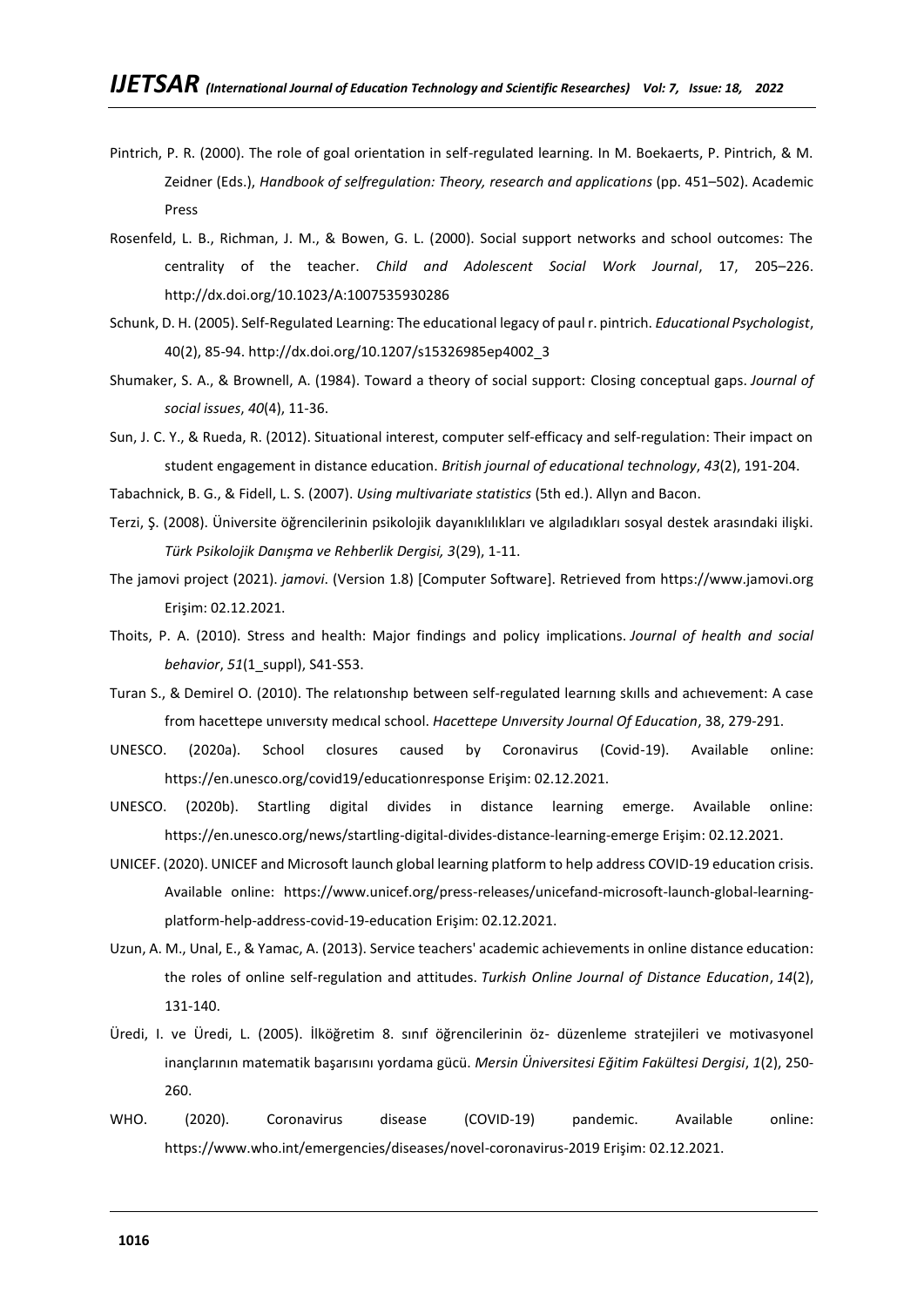Pintrich, P. R. (2000). The role of goal orientation in self-regulated learning. In M. Boekaerts, P. Pintrich, & M. Zeidner (Eds.), *Handbook of selfregulation: Theory, research and applications* (pp. 451–502). Academic Press

Rosenfeld, L. B., Richman, J. M., & Bowen, G. L. (2000). Social support networks and school outcomes: The centrality of the teacher. *Child and Adolescent Social Work Journal*, 17, 205–226. http://dx.doi.org/10.1023/A:1007535930286

Schunk, D. H. (2005). Self-Regulated Learning: The educational legacy of paul r. pintrich. *Educational Psychologist*, 40(2), 85-94. http://dx.doi.org/10.1207/s15326985ep4002_3

Shumaker, S. A., & Brownell, A. (1984). Toward a theory of social support: Closing conceptual gaps. *Journal of social issues*, *40*(4), 11-36.

Sun, J. C. Y., & Rueda, R. (2012). Situational interest, computer self-efficacy and self-regulation: Their impact on student engagement in distance education. *British journal of educational technology*, *43*(2), 191-204.

Tabachnick, B. G., & Fidell, L. S. (2007). *Using multivariate statistics* (5th ed.). Allyn and Bacon.

Terzi, Ş. (2008). Üniversite öğrencilerinin psikolojik dayanıklılıkları ve algıladıkları sosyal destek arasındaki ilişki. *Türk Psikolojik Danışma ve Rehberlik Dergisi, 3*(29), 1-11.

The jamovi project (2021). *jamovi*. (Version 1.8) [Computer Software]. Retrieved from https://www.jamovi.org Erişim: 02.12.2021.

Thoits, P. A. (2010). Stress and health: Major findings and policy implications. *Journal of health and social behavior*, *51*(1_suppl), S41-S53.

Turan S., & Demirel O. (2010). The relatıonshıp between self-regulated learnıng skılls and achıevement: A case from hacettepe unıversıty medıcal school. *Hacettepe Unıversity Journal Of Education*, 38, 279-291.

UNESCO. (2020a). School closures caused by Coronavirus (Covid-19). Available online: https://en.unesco.org/covid19/educationresponse Erişim: 02.12.2021.

UNESCO. (2020b). Startling digital divides in distance learning emerge. Available online: https://en.unesco.org/news/startling-digital-divides-distance-learning-emerge Erişim: 02.12.2021.

UNICEF. (2020). UNICEF and Microsoft launch global learning platform to help address COVID-19 education crisis. Available online: https://www.unicef.org/press-releases/unicefand-microsoft-launch-global-learning-platform-help-address-covid-19-education Erişim: 02.12.2021.

Uzun, A. M., Unal, E., & Yamac, A. (2013). Service teachers' academic achievements in online distance education: the roles of online self-regulation and attitudes. *Turkish Online Journal of Distance Education*, *14*(2), 131-140.

Üredi, I. ve Üredi, L. (2005). İlköğretim 8. sınıf öğrencilerinin öz- düzenleme stratejileri ve motivasyonel inançlarının matematik başarısını yordama gücü. *Mersin Üniversitesi Eğitim Fakültesi Dergisi*, *1*(2), 250-260.

WHO. (2020). Coronavirus disease (COVID-19) pandemic. Available online: https://www.who.int/emergencies/diseases/novel-coronavirus-2019 Erişim: 02.12.2021.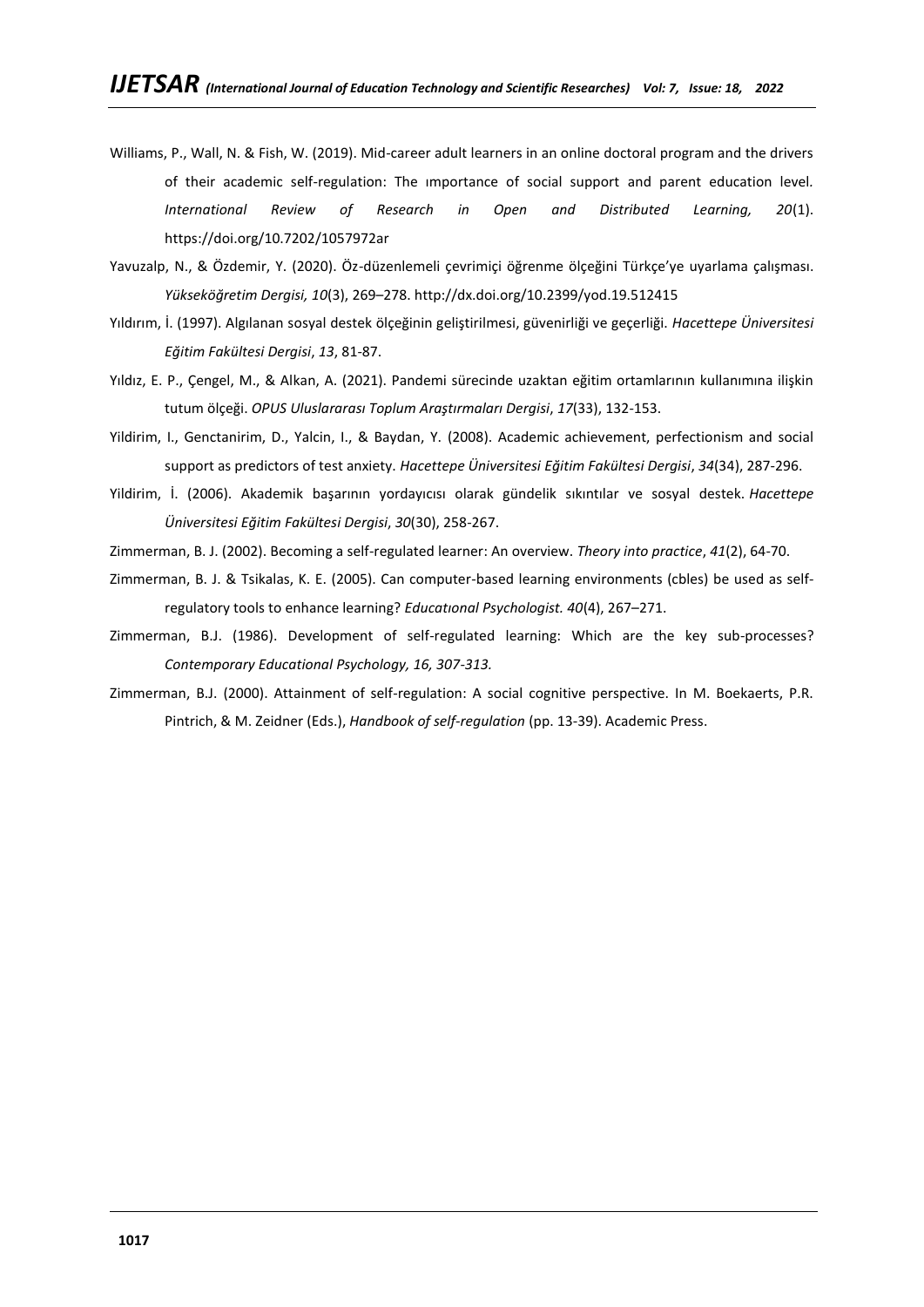Williams, P., Wall, N. & Fish, W. (2019). Mid-career adult learners in an online doctoral program and the drivers of their academic self-regulation: The ımportance of social support and parent education level. *International Review of Research in Open and Distributed Learning, 20*(1). https://doi.org/10.7202/1057972ar

Yavuzalp, N., & Özdemir, Y. (2020). Öz-düzenlemeli çevrimiçi öğrenme ölçeğini Türkçe'ye uyarlama çalışması. *Yükseköğretim Dergisi, 10*(3), 269–278. http://dx.doi.org/10.2399/yod.19.512415

Yıldırım, İ. (1997). Algılanan sosyal destek ölçeğinin geliştirilmesi, güvenirliği ve geçerliği. *Hacettepe Üniversitesi Eğitim Fakültesi Dergisi*, *13*, 81-87.

Yıldız, E. P., Çengel, M., & Alkan, A. (2021). Pandemi sürecinde uzaktan eğitim ortamlarının kullanımına ilişkin tutum ölçeği. *OPUS Uluslararası Toplum Araştırmaları Dergisi*, *17*(33), 132-153.

Yildirim, I., Genctanirim, D., Yalcin, I., & Baydan, Y. (2008). Academic achievement, perfectionism and social support as predictors of test anxiety. *Hacettepe Üniversitesi Eğitim Fakültesi Dergisi*, *34*(34), 287-296.

Yildirim, İ. (2006). Akademik başarının yordayıcısı olarak gündelik sıkıntılar ve sosyal destek. *Hacettepe Üniversitesi Eğitim Fakültesi Dergisi*, *30*(30), 258-267.

Zimmerman, B. J. (2002). Becoming a self-regulated learner: An overview. *Theory into practice*, *41*(2), 64-70.

Zimmerman, B. J. & Tsikalas, K. E. (2005). Can computer-based learning environments (cbles) be used as self-regulatory tools to enhance learning? *Educatıonal Psychologist. 40*(4), 267–271.

Zimmerman, B.J. (1986). Development of self-regulated learning: Which are the key sub-processes? *Contemporary Educational Psychology, 16, 307-313.*

Zimmerman, B.J. (2000). Attainment of self-regulation: A social cognitive perspective. In M. Boekaerts, P.R. Pintrich, & M. Zeidner (Eds.), *Handbook of self-regulation* (pp. 13-39). Academic Press.